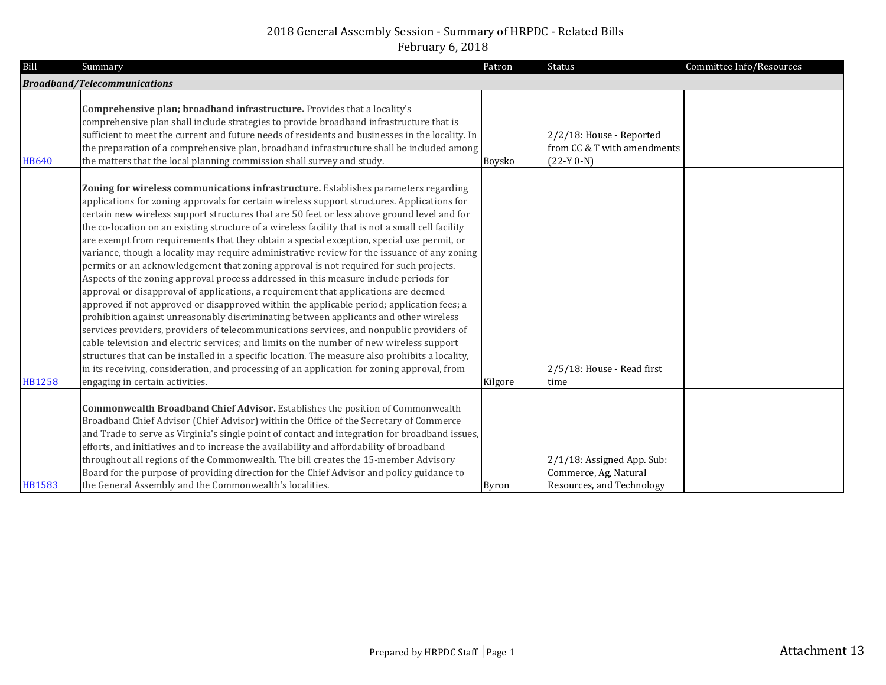# 2018 General Assembly Session - Summary of HRPDC - Related Bills

February 6, 2018

| Bill | Summary | Patron | Status | Committee Info/Resources |
|---|---|---|---|---|
| ***Broadband/Telecommunications*** | | | | |
| HB640 | **Comprehensive plan; broadband infrastructure.** Provides that a locality's comprehensive plan shall include strategies to provide broadband infrastructure that is sufficient to meet the current and future needs of residents and businesses in the locality. In the preparation of a comprehensive plan, broadband infrastructure shall be included among the matters that the local planning commission shall survey and study. | Boysko | 2/2/18: House - Reported from CC & T with amendments (22-Y 0-N) | |
| HB1258 | **Zoning for wireless communications infrastructure.** Establishes parameters regarding applications for zoning approvals for certain wireless support structures. Applications for certain new wireless support structures that are 50 feet or less above ground level and for the co-location on an existing structure of a wireless facility that is not a small cell facility are exempt from requirements that they obtain a special exception, special use permit, or variance, though a locality may require administrative review for the issuance of any zoning permits or an acknowledgement that zoning approval is not required for such projects. Aspects of the zoning approval process addressed in this measure include periods for approval or disapproval of applications, a requirement that applications are deemed approved if not approved or disapproved within the applicable period; application fees; a prohibition against unreasonably discriminating between applicants and other wireless services providers, providers of telecommunications services, and nonpublic providers of cable television and electric services; and limits on the number of new wireless support structures that can be installed in a specific location. The measure also prohibits a locality, in its receiving, consideration, and processing of an application for zoning approval, from engaging in certain activities. | Kilgore | 2/5/18: House - Read first time | |
| HB1583 | **Commonwealth Broadband Chief Advisor.** Establishes the position of Commonwealth Broadband Chief Advisor (Chief Advisor) within the Office of the Secretary of Commerce and Trade to serve as Virginia's single point of contact and integration for broadband issues, efforts, and initiatives and to increase the availability and affordability of broadband throughout all regions of the Commonwealth. The bill creates the 15-member Advisory Board for the purpose of providing direction for the Chief Advisor and policy guidance to the General Assembly and the Commonwealth's localities. | Byron | 2/1/18: Assigned App. Sub: Commerce, Ag, Natural Resources, and Technology | |

Prepared by HRPDC Staff

Attachment 13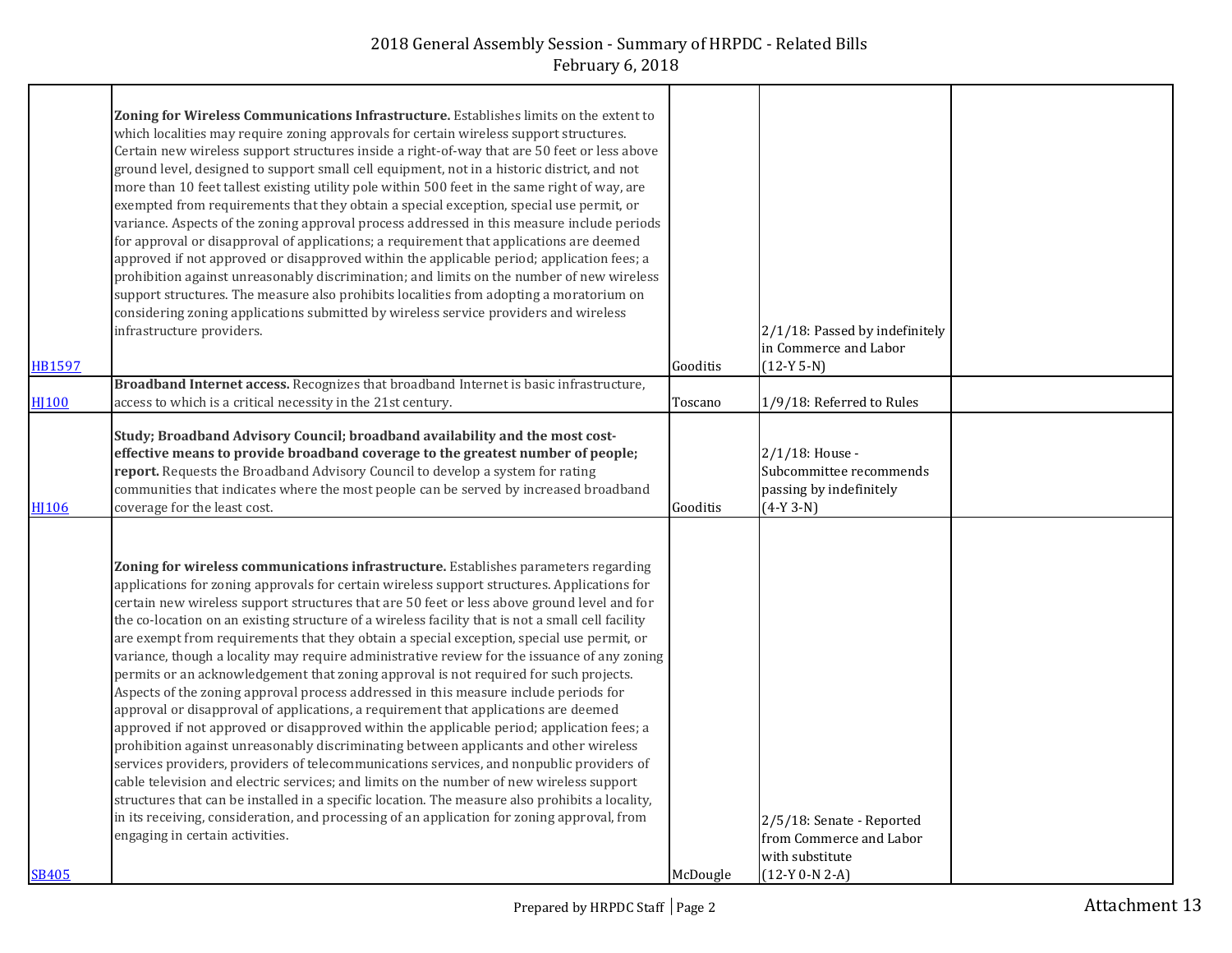| | | | | |
|---|---|---|---|---|
| HB1597 | **Zoning for Wireless Communications Infrastructure.** Establishes limits on the extent to which localities may require zoning approvals for certain wireless support structures. Certain new wireless support structures inside a right-of-way that are 50 feet or less above ground level, designed to support small cell equipment, not in a historic district, and not more than 10 feet tallest existing utility pole within 500 feet in the same right of way, are exempted from requirements that they obtain a special exception, special use permit, or variance. Aspects of the zoning approval process addressed in this measure include periods for approval or disapproval of applications; a requirement that applications are deemed approved if not approved or disapproved within the applicable period; application fees; a prohibition against unreasonably discrimination; and limits on the number of new wireless support structures. The measure also prohibits localities from adopting a moratorium on considering zoning applications submitted by wireless service providers and wireless infrastructure providers. | Gooditis | 2/1/18: Passed by indefinitely in Commerce and Labor (12-Y 5-N) | |
| HJ100 | **Broadband Internet access.** Recognizes that broadband Internet is basic infrastructure, access to which is a critical necessity in the 21st century. | Toscano | 1/9/18: Referred to Rules | |
| HJ106 | **Study; Broadband Advisory Council; broadband availability and the most cost-effective means to provide broadband coverage to the greatest number of people; report.** Requests the Broadband Advisory Council to develop a system for rating communities that indicates where the most people can be served by increased broadband coverage for the least cost. | Gooditis | 2/1/18: House - Subcommittee recommends passing by indefinitely (4-Y 3-N) | |
| SB405 | **Zoning for wireless communications infrastructure.** Establishes parameters regarding applications for zoning approvals for certain wireless support structures. Applications for certain new wireless support structures that are 50 feet or less above ground level and for the co-location on an existing structure of a wireless facility that is not a small cell facility are exempt from requirements that they obtain a special exception, special use permit, or variance, though a locality may require administrative review for the issuance of any zoning permits or an acknowledgement that zoning approval is not required for such projects. Aspects of the zoning approval process addressed in this measure include periods for approval or disapproval of applications, a requirement that applications are deemed approved if not approved or disapproved within the applicable period; application fees; a prohibition against unreasonably discriminating between applicants and other wireless services providers, providers of telecommunications services, and nonpublic providers of cable television and electric services; and limits on the number of new wireless support structures that can be installed in a specific location. The measure also prohibits a locality, in its receiving, consideration, and processing of an application for zoning approval, from engaging in certain activities. | McDougle | 2/5/18: Senate - Reported from Commerce and Labor with substitute (12-Y 0-N 2-A) | |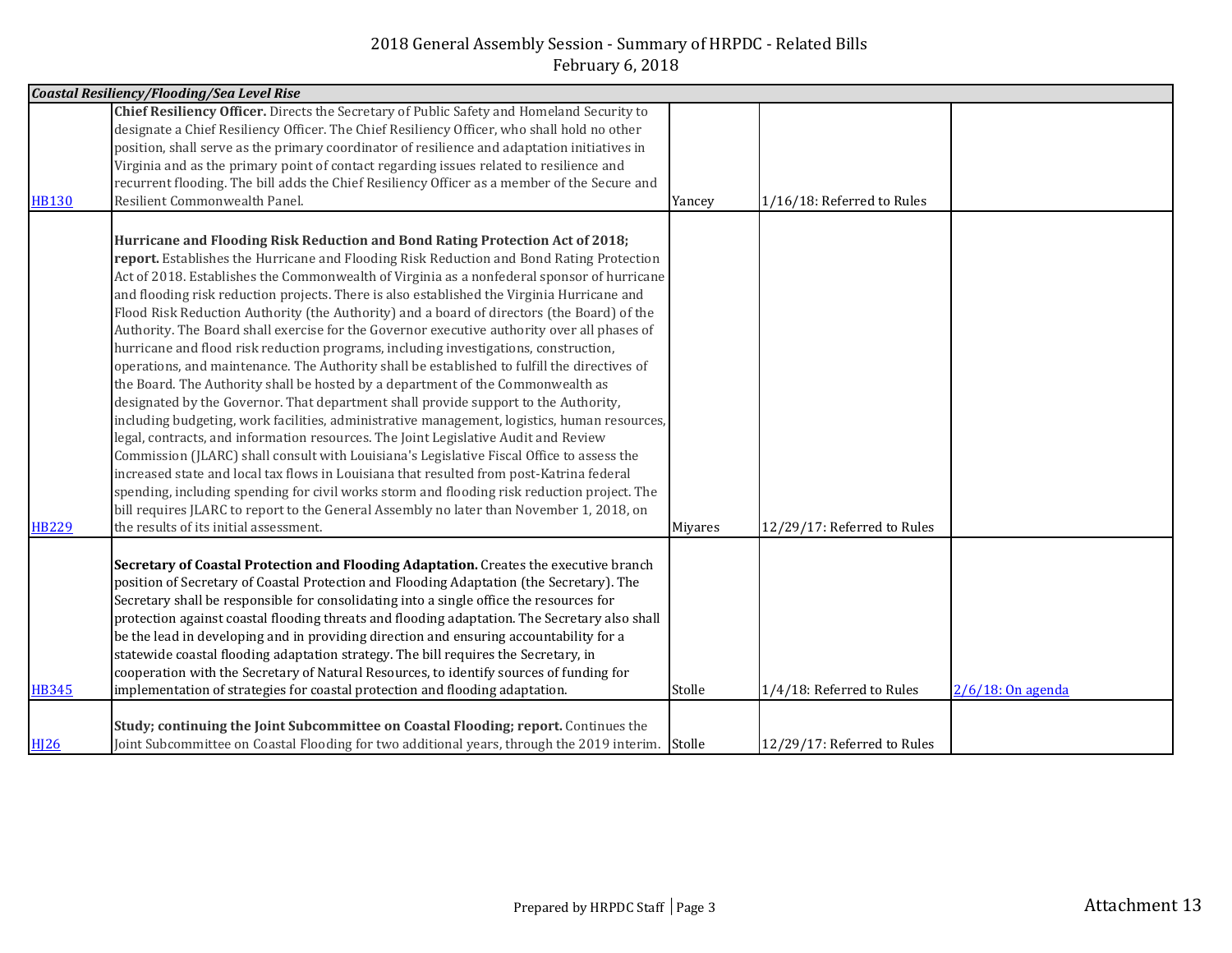# 2018 General Assembly Session - Summary of HRPDC - Related Bills
February 6, 2018

| *Coastal Resiliency/Flooding/Sea Level Rise* | | | | |
|---|---|---|---|---|
| HB130 | **Chief Resiliency Officer.** Directs the Secretary of Public Safety and Homeland Security to designate a Chief Resiliency Officer. The Chief Resiliency Officer, who shall hold no other position, shall serve as the primary coordinator of resilience and adaptation initiatives in Virginia and as the primary point of contact regarding issues related to resilience and recurrent flooding. The bill adds the Chief Resiliency Officer as a member of the Secure and Resilient Commonwealth Panel. | Yancey | 1/16/18: Referred to Rules | |
| HB229 | **Hurricane and Flooding Risk Reduction and Bond Rating Protection Act of 2018; report.** Establishes the Hurricane and Flooding Risk Reduction and Bond Rating Protection Act of 2018. Establishes the Commonwealth of Virginia as a nonfederal sponsor of hurricane and flooding risk reduction projects. There is also established the Virginia Hurricane and Flood Risk Reduction Authority (the Authority) and a board of directors (the Board) of the Authority. The Board shall exercise for the Governor executive authority over all phases of hurricane and flood risk reduction programs, including investigations, construction, operations, and maintenance. The Authority shall be established to fulfill the directives of the Board. The Authority shall be hosted by a department of the Commonwealth as designated by the Governor. That department shall provide support to the Authority, including budgeting, work facilities, administrative management, logistics, human resources, legal, contracts, and information resources. The Joint Legislative Audit and Review Commission (JLARC) shall consult with Louisiana's Legislative Fiscal Office to assess the increased state and local tax flows in Louisiana that resulted from post-Katrina federal spending, including spending for civil works storm and flooding risk reduction project. The bill requires JLARC to report to the General Assembly no later than November 1, 2018, on the results of its initial assessment. | Miyares | 12/29/17: Referred to Rules | |
| HB345 | **Secretary of Coastal Protection and Flooding Adaptation.** Creates the executive branch position of Secretary of Coastal Protection and Flooding Adaptation (the Secretary). The Secretary shall be responsible for consolidating into a single office the resources for protection against coastal flooding threats and flooding adaptation. The Secretary also shall be the lead in developing and in providing direction and ensuring accountability for a statewide coastal flooding adaptation strategy. The bill requires the Secretary, in cooperation with the Secretary of Natural Resources, to identify sources of funding for implementation of strategies for coastal protection and flooding adaptation. | Stolle | 1/4/18: Referred to Rules | 2/6/18: On agenda |
| HJ26 | **Study; continuing the Joint Subcommittee on Coastal Flooding; report.** Continues the Joint Subcommittee on Coastal Flooding for two additional years, through the 2019 interim. | Stolle | 12/29/17: Referred to Rules | |

Prepared by HRPDC Staff

Attachment 13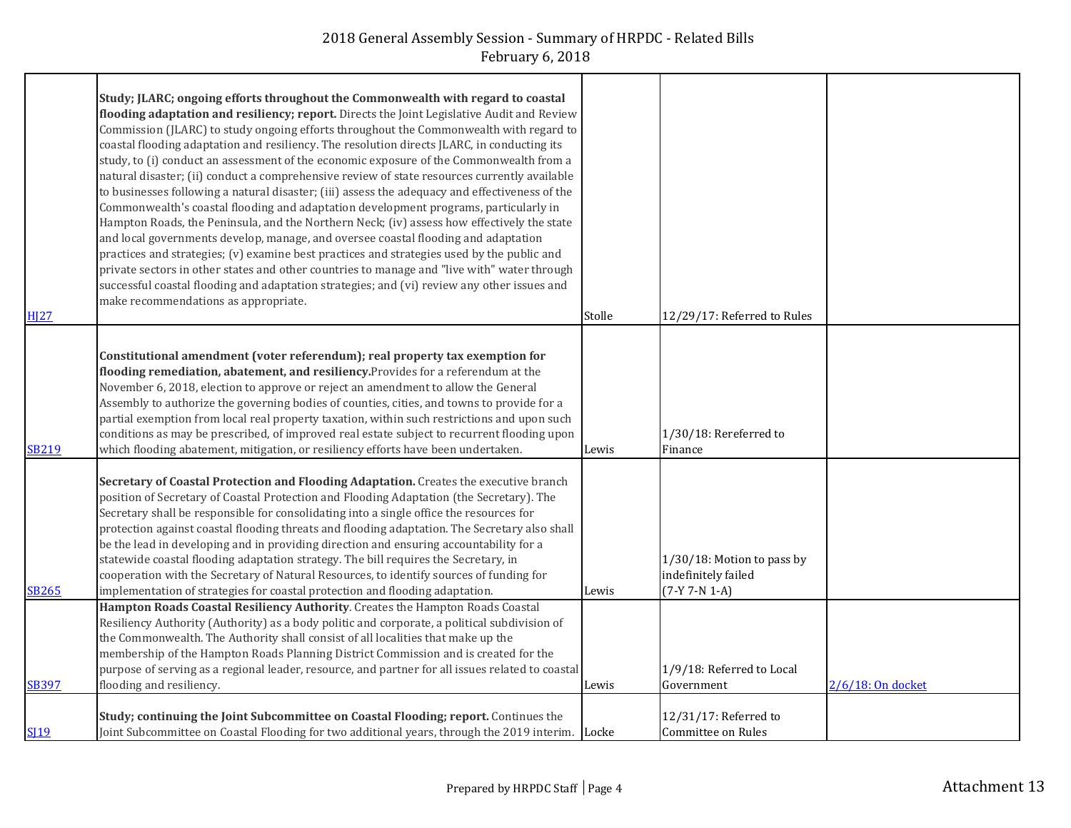# 2018 General Assembly Session - Summary of HRPDC - Related Bills
February 6, 2018

| | | | | |
|---|---|---|---|---|
| HJ27 | **Study; JLARC; ongoing efforts throughout the Commonwealth with regard to coastal flooding adaptation and resiliency; report.** Directs the Joint Legislative Audit and Review Commission (JLARC) to study ongoing efforts throughout the Commonwealth with regard to coastal flooding adaptation and resiliency. The resolution directs JLARC, in conducting its study, to (i) conduct an assessment of the economic exposure of the Commonwealth from a natural disaster; (ii) conduct a comprehensive review of state resources currently available to businesses following a natural disaster; (iii) assess the adequacy and effectiveness of the Commonwealth's coastal flooding and adaptation development programs, particularly in Hampton Roads, the Peninsula, and the Northern Neck; (iv) assess how effectively the state and local governments develop, manage, and oversee coastal flooding and adaptation practices and strategies; (v) examine best practices and strategies used by the public and private sectors in other states and other countries to manage and "live with" water through successful coastal flooding and adaptation strategies; and (vi) review any other issues and make recommendations as appropriate. | Stolle | 12/29/17: Referred to Rules | |
| SB219 | **Constitutional amendment (voter referendum); real property tax exemption for flooding remediation, abatement, and resiliency.** Provides for a referendum at the November 6, 2018, election to approve or reject an amendment to allow the General Assembly to authorize the governing bodies of counties, cities, and towns to provide for a partial exemption from local real property taxation, within such restrictions and upon such conditions as may be prescribed, of improved real estate subject to recurrent flooding upon which flooding abatement, mitigation, or resiliency efforts have been undertaken. | Lewis | 1/30/18: Rereferred to Finance | |
| SB265 | **Secretary of Coastal Protection and Flooding Adaptation.** Creates the executive branch position of Secretary of Coastal Protection and Flooding Adaptation (the Secretary). The Secretary shall be responsible for consolidating into a single office the resources for protection against coastal flooding threats and flooding adaptation. The Secretary also shall be the lead in developing and in providing direction and ensuring accountability for a statewide coastal flooding adaptation strategy. The bill requires the Secretary, in cooperation with the Secretary of Natural Resources, to identify sources of funding for implementation of strategies for coastal protection and flooding adaptation. | Lewis | 1/30/18: Motion to pass by indefinitely failed (7-Y 7-N 1-A) | |
| SB397 | **Hampton Roads Coastal Resiliency Authority**. Creates the Hampton Roads Coastal Resiliency Authority (Authority) as a body politic and corporate, a political subdivision of the Commonwealth. The Authority shall consist of all localities that make up the membership of the Hampton Roads Planning District Commission and is created for the purpose of serving as a regional leader, resource, and partner for all issues related to coastal flooding and resiliency. | Lewis | 1/9/18: Referred to Local Government | 2/6/18: On docket |
| SJ19 | **Study; continuing the Joint Subcommittee on Coastal Flooding; report.** Continues the Joint Subcommittee on Coastal Flooding for two additional years, through the 2019 interim. | Locke | 12/31/17: Referred to Committee on Rules | |

Prepared by HRPDC Staff | Page 4

Attachment 13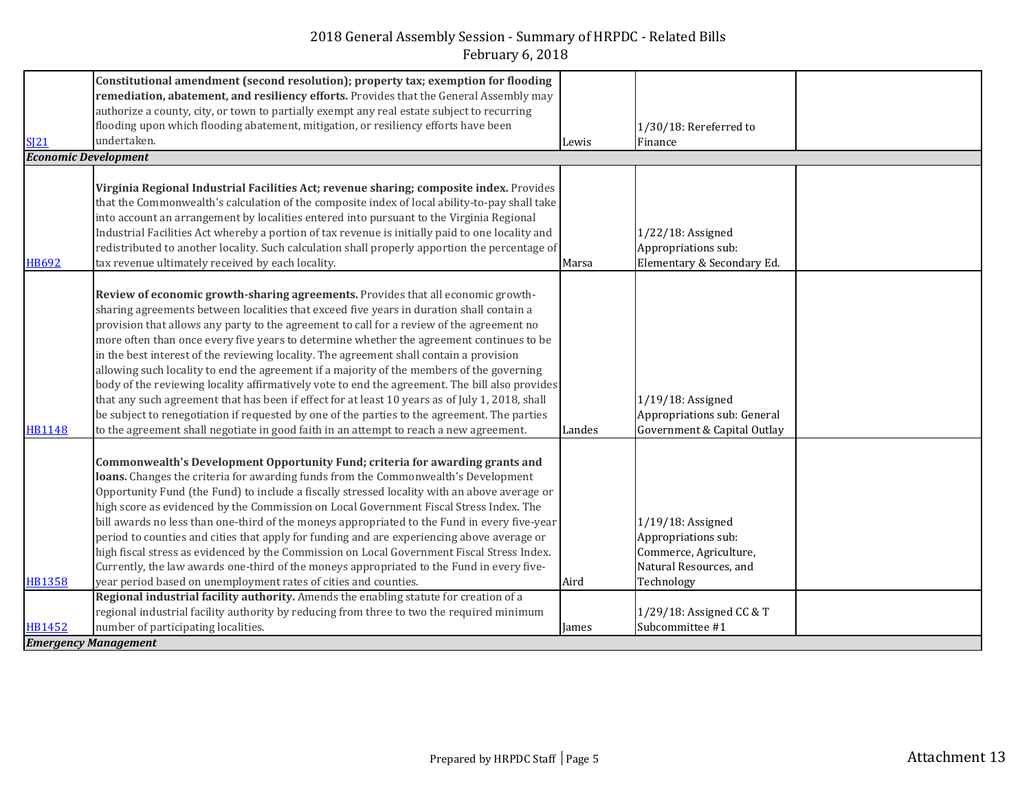# 2018 General Assembly Session - Summary of HRPDC - Related Bills

February 6, 2018

| | | | | |
|---|---|---|---|---|
| SJ21 | **Constitutional amendment (second resolution); property tax; exemption for flooding remediation, abatement, and resiliency efforts.** Provides that the General Assembly may authorize a county, city, or town to partially exempt any real estate subject to recurring flooding upon which flooding abatement, mitigation, or resiliency efforts have been undertaken. | Lewis | 1/30/18: Rereferred to Finance | |
| ***Economic Development*** | | | | |
| HB692 | **Virginia Regional Industrial Facilities Act; revenue sharing; composite index.** Provides that the Commonwealth's calculation of the composite index of local ability-to-pay shall take into account an arrangement by localities entered into pursuant to the Virginia Regional Industrial Facilities Act whereby a portion of tax revenue is initially paid to one locality and redistributed to another locality. Such calculation shall properly apportion the percentage of tax revenue ultimately received by each locality. | Marsa | 1/22/18: Assigned Appropriations sub: Elementary & Secondary Ed. | |
| HB1148 | **Review of economic growth-sharing agreements.** Provides that all economic growth-sharing agreements between localities that exceed five years in duration shall contain a provision that allows any party to the agreement to call for a review of the agreement no more often than once every five years to determine whether the agreement continues to be in the best interest of the reviewing locality. The agreement shall contain a provision allowing such locality to end the agreement if a majority of the members of the governing body of the reviewing locality affirmatively vote to end the agreement. The bill also provides that any such agreement that has been if effect for at least 10 years as of July 1, 2018, shall be subject to renegotiation if requested by one of the parties to the agreement. The parties to the agreement shall negotiate in good faith in an attempt to reach a new agreement. | Landes | 1/19/18: Assigned Appropriations sub: General Government & Capital Outlay | |
| HB1358 | **Commonwealth's Development Opportunity Fund; criteria for awarding grants and loans.** Changes the criteria for awarding funds from the Commonwealth's Development Opportunity Fund (the Fund) to include a fiscally stressed locality with an above average or high score as evidenced by the Commission on Local Government Fiscal Stress Index. The bill awards no less than one-third of the moneys appropriated to the Fund in every five-year period to counties and cities that apply for funding and are experiencing above average or high fiscal stress as evidenced by the Commission on Local Government Fiscal Stress Index. Currently, the law awards one-third of the moneys appropriated to the Fund in every five-year period based on unemployment rates of cities and counties. | Aird | 1/19/18: Assigned Appropriations sub: Commerce, Agriculture, Natural Resources, and Technology | |
| HB1452 | **Regional industrial facility authority.** Amends the enabling statute for creation of a regional industrial facility authority by reducing from three to two the required minimum number of participating localities. | James | 1/29/18: Assigned CC & T Subcommittee #1 | |
| ***Emergency Management*** | | | | |

Attachment 13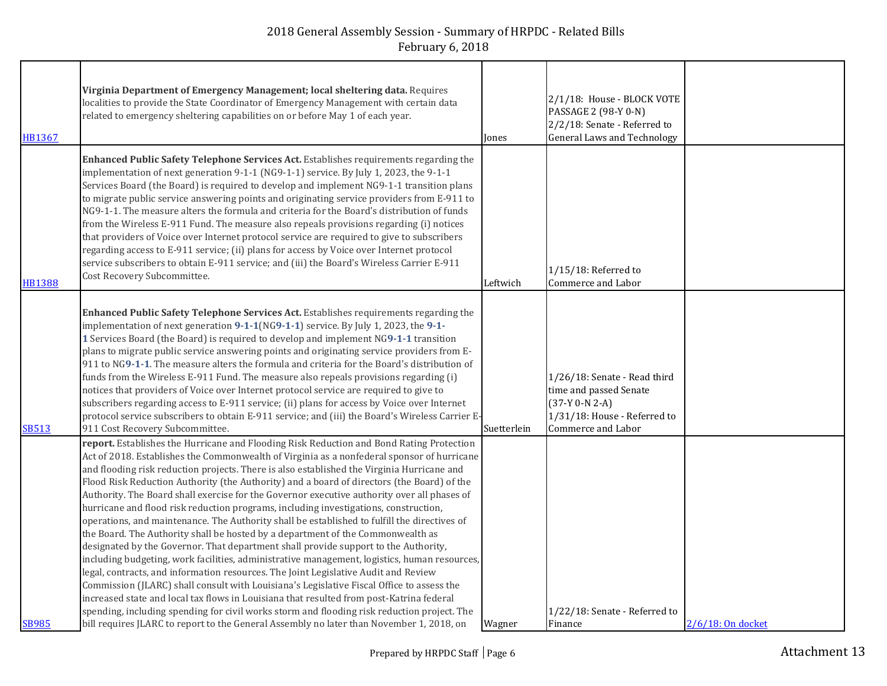| | | | | |
|---|---|---|---|---|
| HB1367 | **Virginia Department of Emergency Management; local sheltering data.** Requires localities to provide the State Coordinator of Emergency Management with certain data related to emergency sheltering capabilities on or before May 1 of each year. | Jones | 2/1/18: House - BLOCK VOTE PASSAGE 2 (98-Y 0-N)<br>2/2/18: Senate - Referred to General Laws and Technology | |
| HB1388 | **Enhanced Public Safety Telephone Services Act.** Establishes requirements regarding the implementation of next generation 9-1-1 (NG9-1-1) service. By July 1, 2023, the 9-1-1 Services Board (the Board) is required to develop and implement NG9-1-1 transition plans to migrate public service answering points and originating service providers from E-911 to NG9-1-1. The measure alters the formula and criteria for the Board's distribution of funds from the Wireless E-911 Fund. The measure also repeals provisions regarding (i) notices that providers of Voice over Internet protocol service are required to give to subscribers regarding access to E-911 service; (ii) plans for access by Voice over Internet protocol service subscribers to obtain E-911 service; and (iii) the Board's Wireless Carrier E-911 Cost Recovery Subcommittee. | Leftwich | 1/15/18: Referred to Commerce and Labor | |
| SB513 | **Enhanced Public Safety Telephone Services Act.** Establishes requirements regarding the implementation of next generation **9-1-1**(NG**9-1-1**) service. By July 1, 2023, the **9-1-1** Services Board (the Board) is required to develop and implement NG**9-1-1** transition plans to migrate public service answering points and originating service providers from E-911 to NG**9-1-1**. The measure alters the formula and criteria for the Board's distribution of funds from the Wireless E-911 Fund. The measure also repeals provisions regarding (i) notices that providers of Voice over Internet protocol service are required to give to subscribers regarding access to E-911 service; (ii) plans for access by Voice over Internet protocol service subscribers to obtain E-911 service; and (iii) the Board's Wireless Carrier E-911 Cost Recovery Subcommittee. | Suetterlein | 1/26/18: Senate - Read third time and passed Senate (37-Y 0-N 2-A)<br>1/31/18: House - Referred to Commerce and Labor | |
| SB985 | **report.** Establishes the Hurricane and Flooding Risk Reduction and Bond Rating Protection Act of 2018. Establishes the Commonwealth of Virginia as a nonfederal sponsor of hurricane and flooding risk reduction projects. There is also established the Virginia Hurricane and Flood Risk Reduction Authority (the Authority) and a board of directors (the Board) of the Authority. The Board shall exercise for the Governor executive authority over all phases of hurricane and flood risk reduction programs, including investigations, construction, operations, and maintenance. The Authority shall be established to fulfill the directives of the Board. The Authority shall be hosted by a department of the Commonwealth as designated by the Governor. That department shall provide support to the Authority, including budgeting, work facilities, administrative management, logistics, human resources, legal, contracts, and information resources. The Joint Legislative Audit and Review Commission (JLARC) shall consult with Louisiana's Legislative Fiscal Office to assess the increased state and local tax flows in Louisiana that resulted from post-Katrina federal spending, including spending for civil works storm and flooding risk reduction project. The bill requires JLARC to report to the General Assembly no later than November 1, 2018, on | Wagner | 1/22/18: Senate - Referred to Finance | 2/6/18: On docket |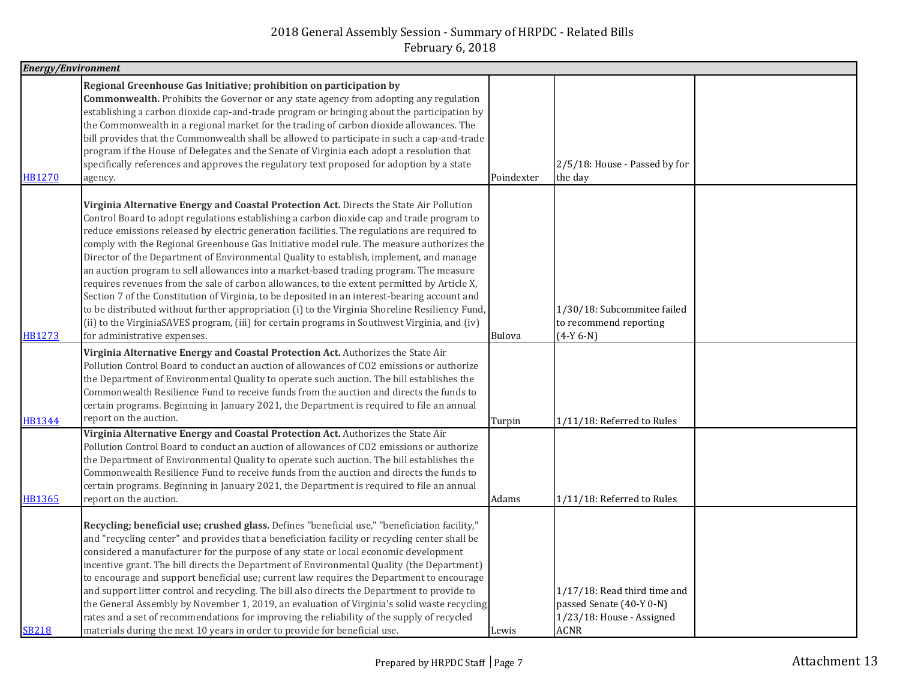# 2018 General Assembly Session - Summary of HRPDC - Related Bills
February 6, 2018

| Energy/Environment | | | | |
|---|---|---|---|---|
| HB1270 | **Regional Greenhouse Gas Initiative; prohibition on participation by Commonwealth.** Prohibits the Governor or any state agency from adopting any regulation establishing a carbon dioxide cap-and-trade program or bringing about the participation by the Commonwealth in a regional market for the trading of carbon dioxide allowances. The bill provides that the Commonwealth shall be allowed to participate in such a cap-and-trade program if the House of Delegates and the Senate of Virginia each adopt a resolution that specifically references and approves the regulatory text proposed for adoption by a state agency. | Poindexter | 2/5/18: House - Passed by for the day | |
| HB1273 | **Virginia Alternative Energy and Coastal Protection Act.** Directs the State Air Pollution Control Board to adopt regulations establishing a carbon dioxide cap and trade program to reduce emissions released by electric generation facilities. The regulations are required to comply with the Regional Greenhouse Gas Initiative model rule. The measure authorizes the Director of the Department of Environmental Quality to establish, implement, and manage an auction program to sell allowances into a market-based trading program. The measure requires revenues from the sale of carbon allowances, to the extent permitted by Article X, Section 7 of the Constitution of Virginia, to be deposited in an interest-bearing account and to be distributed without further appropriation (i) to the Virginia Shoreline Resiliency Fund, (ii) to the VirginiaSAVES program, (iii) for certain programs in Southwest Virginia, and (iv) for administrative expenses. | Bulova | 1/30/18: Subcommitee failed to recommend reporting (4-Y 6-N) | |
| HB1344 | **Virginia Alternative Energy and Coastal Protection Act.** Authorizes the State Air Pollution Control Board to conduct an auction of allowances of CO2 emissions or authorize the Department of Environmental Quality to operate such auction. The bill establishes the Commonwealth Resilience Fund to receive funds from the auction and directs the funds to certain programs. Beginning in January 2021, the Department is required to file an annual report on the auction. | Turpin | 1/11/18: Referred to Rules | |
| HB1365 | **Virginia Alternative Energy and Coastal Protection Act.** Authorizes the State Air Pollution Control Board to conduct an auction of allowances of CO2 emissions or authorize the Department of Environmental Quality to operate such auction. The bill establishes the Commonwealth Resilience Fund to receive funds from the auction and directs the funds to certain programs. Beginning in January 2021, the Department is required to file an annual report on the auction. | Adams | 1/11/18: Referred to Rules | |
| SB218 | **Recycling; beneficial use; crushed glass.** Defines "beneficial use," "beneficiation facility," and "recycling center" and provides that a beneficiation facility or recycling center shall be considered a manufacturer for the purpose of any state or local economic development incentive grant. The bill directs the Department of Environmental Quality (the Department) to encourage and support beneficial use; current law requires the Department to encourage and support litter control and recycling. The bill also directs the Department to provide to the General Assembly by November 1, 2019, an evaluation of Virginia's solid waste recycling rates and a set of recommendations for improving the reliability of the supply of recycled materials during the next 10 years in order to provide for beneficial use. | Lewis | 1/17/18: Read third time and passed Senate (40-Y 0-N) 1/23/18: House - Assigned ACNR | |

Attachment 13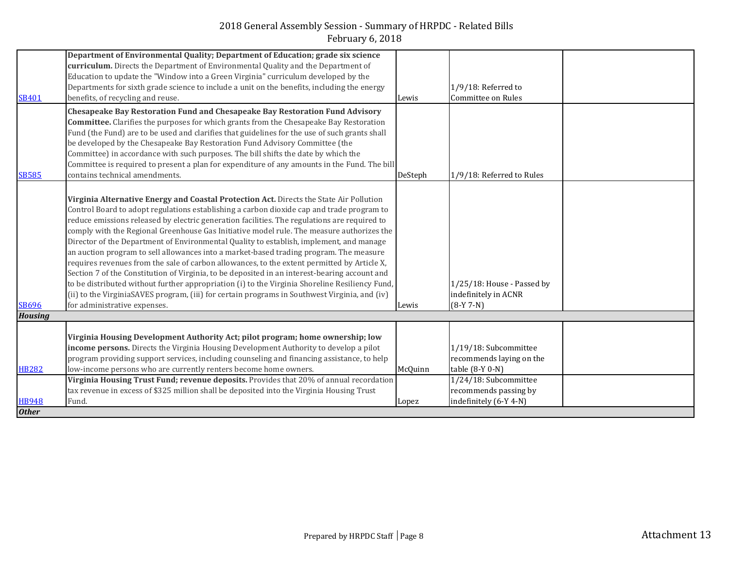# 2018 General Assembly Session - Summary of HRPDC - Related Bills
February 6, 2018

| | | | | |
|---|---|---|---|---|
| SB401 | **Department of Environmental Quality; Department of Education; grade six science curriculum.** Directs the Department of Environmental Quality and the Department of Education to update the "Window into a Green Virginia" curriculum developed by the Departments for sixth grade science to include a unit on the benefits, including the energy benefits, of recycling and reuse. | Lewis | 1/9/18: Referred to Committee on Rules | |
| SB585 | **Chesapeake Bay Restoration Fund and Chesapeake Bay Restoration Fund Advisory Committee.** Clarifies the purposes for which grants from the Chesapeake Bay Restoration Fund (the Fund) are to be used and clarifies that guidelines for the use of such grants shall be developed by the Chesapeake Bay Restoration Fund Advisory Committee (the Committee) in accordance with such purposes. The bill shifts the date by which the Committee is required to present a plan for expenditure of any amounts in the Fund. The bill contains technical amendments. | DeSteph | 1/9/18: Referred to Rules | |
| SB696 | **Virginia Alternative Energy and Coastal Protection Act.** Directs the State Air Pollution Control Board to adopt regulations establishing a carbon dioxide cap and trade program to reduce emissions released by electric generation facilities. The regulations are required to comply with the Regional Greenhouse Gas Initiative model rule. The measure authorizes the Director of the Department of Environmental Quality to establish, implement, and manage an auction program to sell allowances into a market-based trading program. The measure requires revenues from the sale of carbon allowances, to the extent permitted by Article X, Section 7 of the Constitution of Virginia, to be deposited in an interest-bearing account and to be distributed without further appropriation (i) to the Virginia Shoreline Resiliency Fund, (ii) to the VirginiaSAVES program, (iii) for certain programs in Southwest Virginia, and (iv) for administrative expenses. | Lewis | 1/25/18: House - Passed by indefinitely in ACNR (8-Y 7-N) | |
| ***Housing*** | | | | |
| HB282 | **Virginia Housing Development Authority Act; pilot program; home ownership; low income persons.** Directs the Virginia Housing Development Authority to develop a pilot program providing support services, including counseling and financing assistance, to help low-income persons who are currently renters become home owners. | McQuinn | 1/19/18: Subcommittee recommends laying on the table (8-Y 0-N) | |
| HB948 | **Virginia Housing Trust Fund; revenue deposits.** Provides that 20% of annual recordation tax revenue in excess of $325 million shall be deposited into the Virginia Housing Trust Fund. | Lopez | 1/24/18: Subcommittee recommends passing by indefinitely (6-Y 4-N) | |
| ***Other*** | | | | |

Attachment 13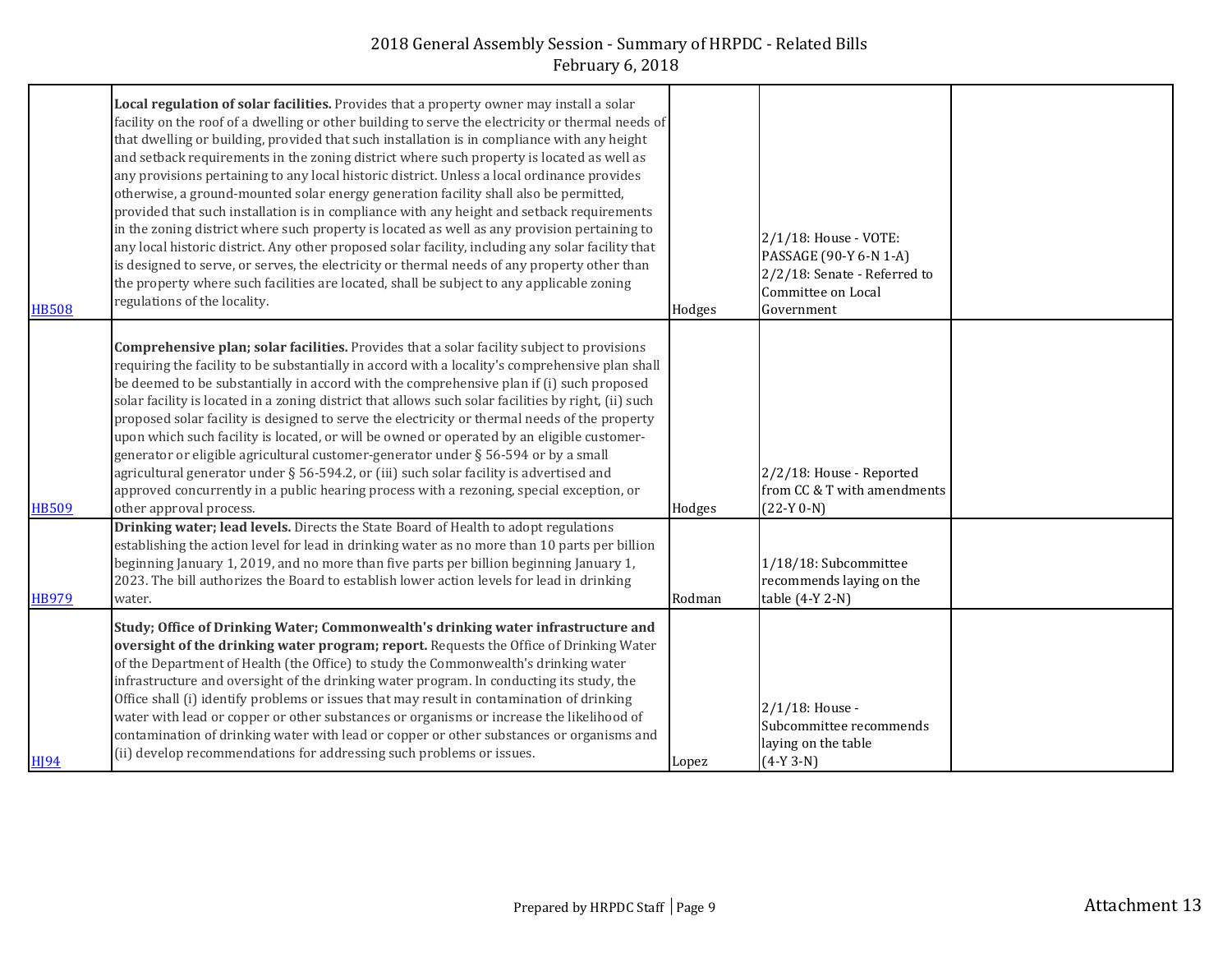| | | | | |
|---|---|---|---|---|
| HB508 | **Local regulation of solar facilities.** Provides that a property owner may install a solar facility on the roof of a dwelling or other building to serve the electricity or thermal needs of that dwelling or building, provided that such installation is in compliance with any height and setback requirements in the zoning district where such property is located as well as any provisions pertaining to any local historic district. Unless a local ordinance provides otherwise, a ground-mounted solar energy generation facility shall also be permitted, provided that such installation is in compliance with any height and setback requirements in the zoning district where such property is located as well as any provision pertaining to any local historic district. Any other proposed solar facility, including any solar facility that is designed to serve, or serves, the electricity or thermal needs of any property other than the property where such facilities are located, shall be subject to any applicable zoning regulations of the locality. | Hodges | 2/1/18: House - VOTE: PASSAGE (90-Y 6-N 1-A) 2/2/18: Senate - Referred to Committee on Local Government | |
| HB509 | **Comprehensive plan; solar facilities.** Provides that a solar facility subject to provisions requiring the facility to be substantially in accord with a locality's comprehensive plan shall be deemed to be substantially in accord with the comprehensive plan if (i) such proposed solar facility is located in a zoning district that allows such solar facilities by right, (ii) such proposed solar facility is designed to serve the electricity or thermal needs of the property upon which such facility is located, or will be owned or operated by an eligible customer-generator or eligible agricultural customer-generator under § 56-594 or by a small agricultural generator under § 56-594.2, or (iii) such solar facility is advertised and approved concurrently in a public hearing process with a rezoning, special exception, or other approval process. | Hodges | 2/2/18: House - Reported from CC & T with amendments (22-Y 0-N) | |
| HB979 | **Drinking water; lead levels.** Directs the State Board of Health to adopt regulations establishing the action level for lead in drinking water as no more than 10 parts per billion beginning January 1, 2019, and no more than five parts per billion beginning January 1, 2023. The bill authorizes the Board to establish lower action levels for lead in drinking water. | Rodman | 1/18/18: Subcommittee recommends laying on the table (4-Y 2-N) | |
| HJ94 | **Study; Office of Drinking Water; Commonwealth's drinking water infrastructure and oversight of the drinking water program; report.** Requests the Office of Drinking Water of the Department of Health (the Office) to study the Commonwealth's drinking water infrastructure and oversight of the drinking water program. In conducting its study, the Office shall (i) identify problems or issues that may result in contamination of drinking water with lead or copper or other substances or organisms or increase the likelihood of contamination of drinking water with lead or copper or other substances or organisms and (ii) develop recommendations for addressing such problems or issues. | Lopez | 2/1/18: House - Subcommittee recommends laying on the table (4-Y 3-N) | |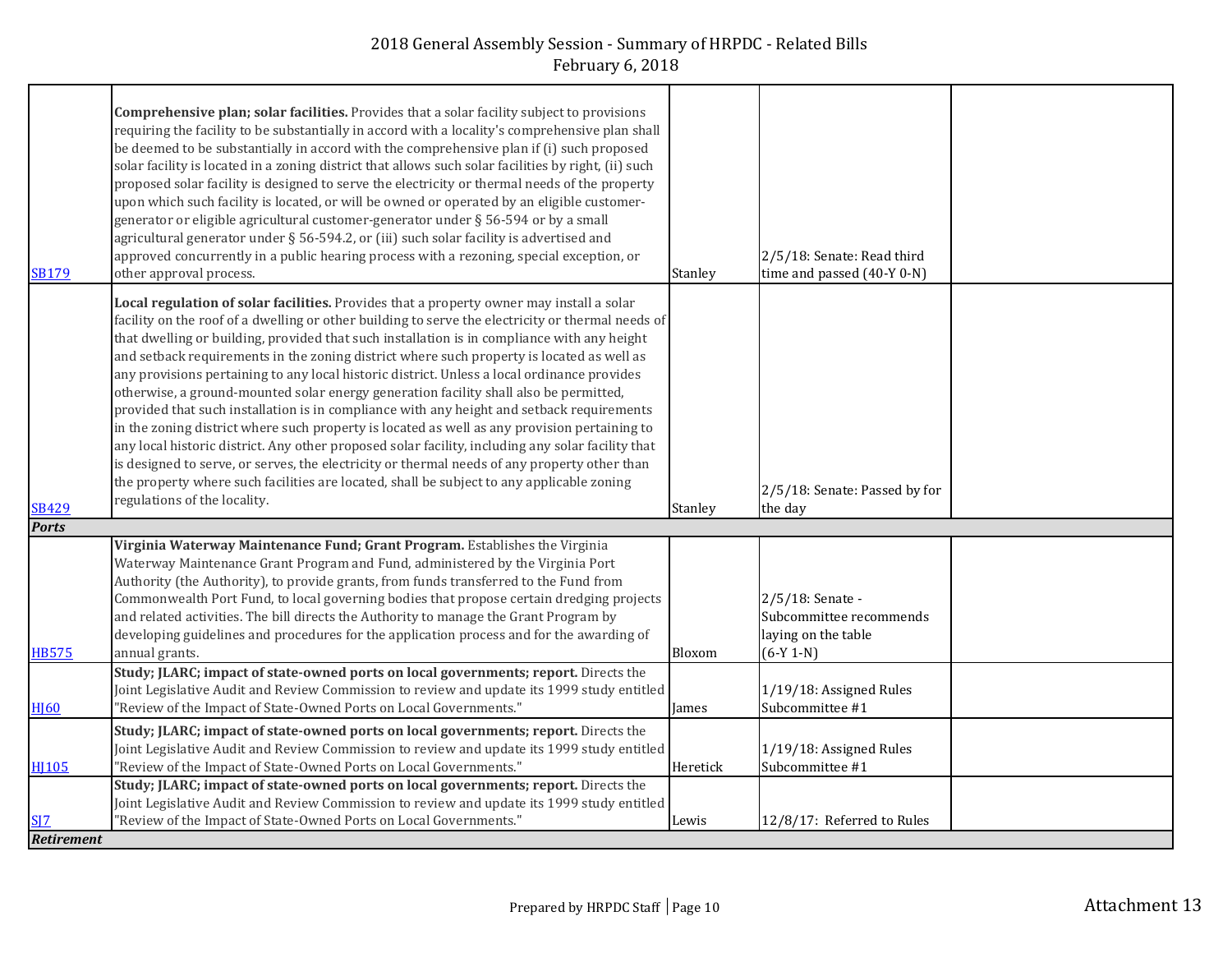| | | | | |
|---|---|---|---|---|
| SB179 | **Comprehensive plan; solar facilities.** Provides that a solar facility subject to provisions requiring the facility to be substantially in accord with a locality's comprehensive plan shall be deemed to be substantially in accord with the comprehensive plan if (i) such proposed solar facility is located in a zoning district that allows such solar facilities by right, (ii) such proposed solar facility is designed to serve the electricity or thermal needs of the property upon which such facility is located, or will be owned or operated by an eligible customer-generator or eligible agricultural customer-generator under § 56-594 or by a small agricultural generator under § 56-594.2, or (iii) such solar facility is advertised and approved concurrently in a public hearing process with a rezoning, special exception, or other approval process. | Stanley | 2/5/18: Senate: Read third time and passed (40-Y 0-N) | |
| SB429 | **Local regulation of solar facilities.** Provides that a property owner may install a solar facility on the roof of a dwelling or other building to serve the electricity or thermal needs of that dwelling or building, provided that such installation is in compliance with any height and setback requirements in the zoning district where such property is located as well as any provisions pertaining to any local historic district. Unless a local ordinance provides otherwise, a ground-mounted solar energy generation facility shall also be permitted, provided that such installation is in compliance with any height and setback requirements in the zoning district where such property is located as well as any provision pertaining to any local historic district. Any other proposed solar facility, including any solar facility that is designed to serve, or serves, the electricity or thermal needs of any property other than the property where such facilities are located, shall be subject to any applicable zoning regulations of the locality. | Stanley | 2/5/18: Senate: Passed by for the day | |
| ***Ports*** | | | | |
| HB575 | **Virginia Waterway Maintenance Fund; Grant Program.** Establishes the Virginia Waterway Maintenance Grant Program and Fund, administered by the Virginia Port Authority (the Authority), to provide grants, from funds transferred to the Fund from Commonwealth Port Fund, to local governing bodies that propose certain dredging projects and related activities. The bill directs the Authority to manage the Grant Program by developing guidelines and procedures for the application process and for the awarding of annual grants. | Bloxom | 2/5/18: Senate - Subcommittee recommends laying on the table (6-Y 1-N) | |
| HJ60 | **Study; JLARC; impact of state-owned ports on local governments; report.** Directs the Joint Legislative Audit and Review Commission to review and update its 1999 study entitled "Review of the Impact of State-Owned Ports on Local Governments." | James | 1/19/18: Assigned Rules Subcommittee #1 | |
| HJ105 | **Study; JLARC; impact of state-owned ports on local governments; report.** Directs the Joint Legislative Audit and Review Commission to review and update its 1999 study entitled "Review of the Impact of State-Owned Ports on Local Governments." | Heretick | 1/19/18: Assigned Rules Subcommittee #1 | |
| SJ7 | **Study; JLARC; impact of state-owned ports on local governments; report.** Directs the Joint Legislative Audit and Review Commission to review and update its 1999 study entitled "Review of the Impact of State-Owned Ports on Local Governments." | Lewis | 12/8/17: Referred to Rules | |
| ***Retirement*** | | | | |

Attachment 13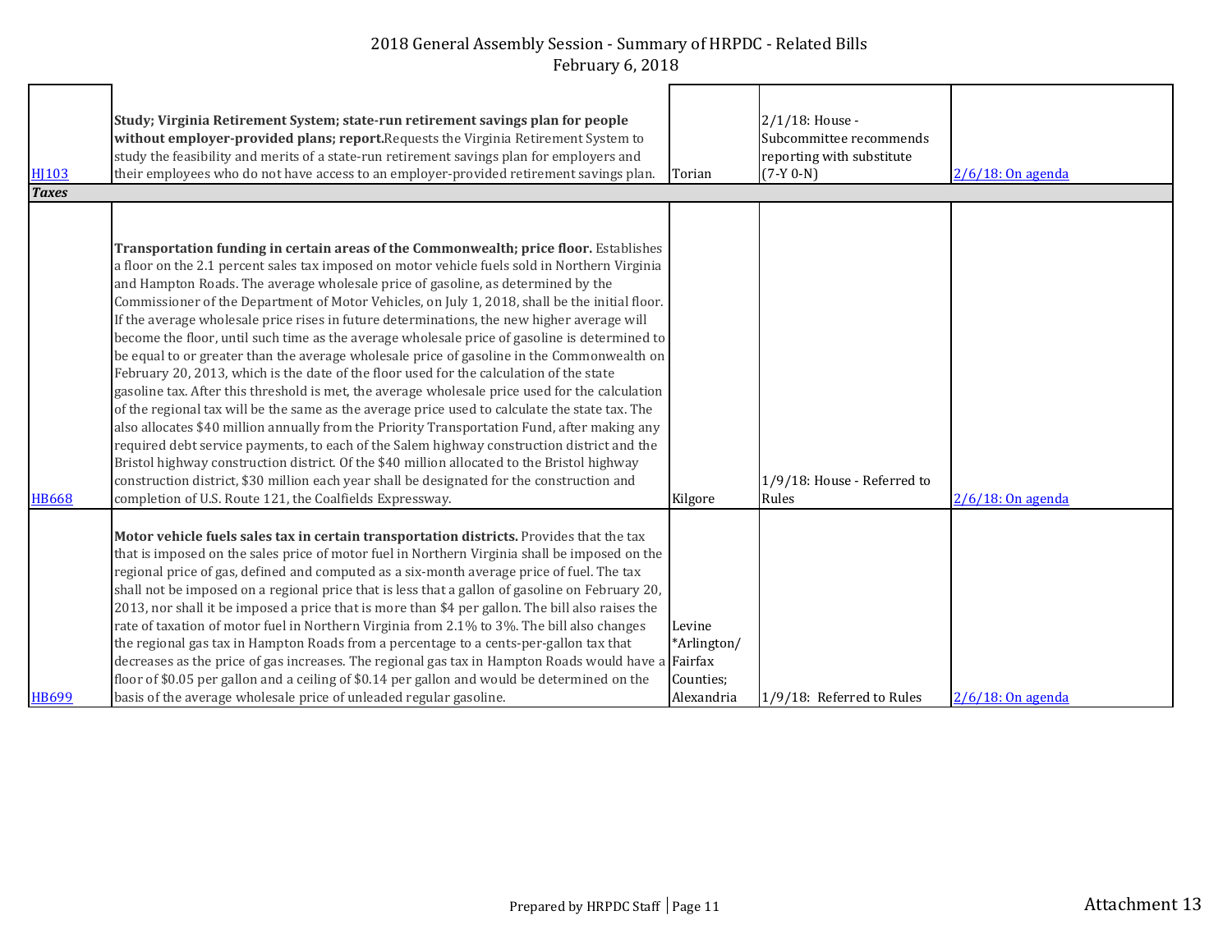# 2018 General Assembly Session - Summary of HRPDC - Related Bills
February 6, 2018

| | | | | |
|---|---|---|---|---|
| HJ103 | **Study; Virginia Retirement System; state-run retirement savings plan for people without employer-provided plans; report.** Requests the Virginia Retirement System to study the feasibility and merits of a state-run retirement savings plan for employers and their employees who do not have access to an employer-provided retirement savings plan. | Torian | 2/1/18: House - Subcommittee recommends reporting with substitute (7-Y 0-N) | 2/6/18: On agenda |
| ***Taxes*** | | | | |
| HB668 | **Transportation funding in certain areas of the Commonwealth; price floor.** Establishes a floor on the 2.1 percent sales tax imposed on motor vehicle fuels sold in Northern Virginia and Hampton Roads. The average wholesale price of gasoline, as determined by the Commissioner of the Department of Motor Vehicles, on July 1, 2018, shall be the initial floor. If the average wholesale price rises in future determinations, the new higher average will become the floor, until such time as the average wholesale price of gasoline is determined to be equal to or greater than the average wholesale price of gasoline in the Commonwealth on February 20, 2013, which is the date of the floor used for the calculation of the state gasoline tax. After this threshold is met, the average wholesale price used for the calculation of the regional tax will be the same as the average price used to calculate the state tax. The also allocates $40 million annually from the Priority Transportation Fund, after making any required debt service payments, to each of the Salem highway construction district and the Bristol highway construction district. Of the $40 million allocated to the Bristol highway construction district, $30 million each year shall be designated for the construction and completion of U.S. Route 121, the Coalfields Expressway. | Kilgore | 1/9/18: House - Referred to Rules | 2/6/18: On agenda |
| HB699 | **Motor vehicle fuels sales tax in certain transportation districts.** Provides that the tax that is imposed on the sales price of motor fuel in Northern Virginia shall be imposed on the regional price of gas, defined and computed as a six-month average price of fuel. The tax shall not be imposed on a regional price that is less that a gallon of gasoline on February 20, 2013, nor shall it be imposed a price that is more than $4 per gallon. The bill also raises the rate of taxation of motor fuel in Northern Virginia from 2.1% to 3%. The bill also changes the regional gas tax in Hampton Roads from a percentage to a cents-per-gallon tax that decreases as the price of gas increases. The regional gas tax in Hampton Roads would have a floor of $0.05 per gallon and a ceiling of $0.14 per gallon and would be determined on the basis of the average wholesale price of unleaded regular gasoline. | Levine *Arlington/ Fairfax Counties; Alexandria | 1/9/18: Referred to Rules | 2/6/18: On agenda |

Attachment 13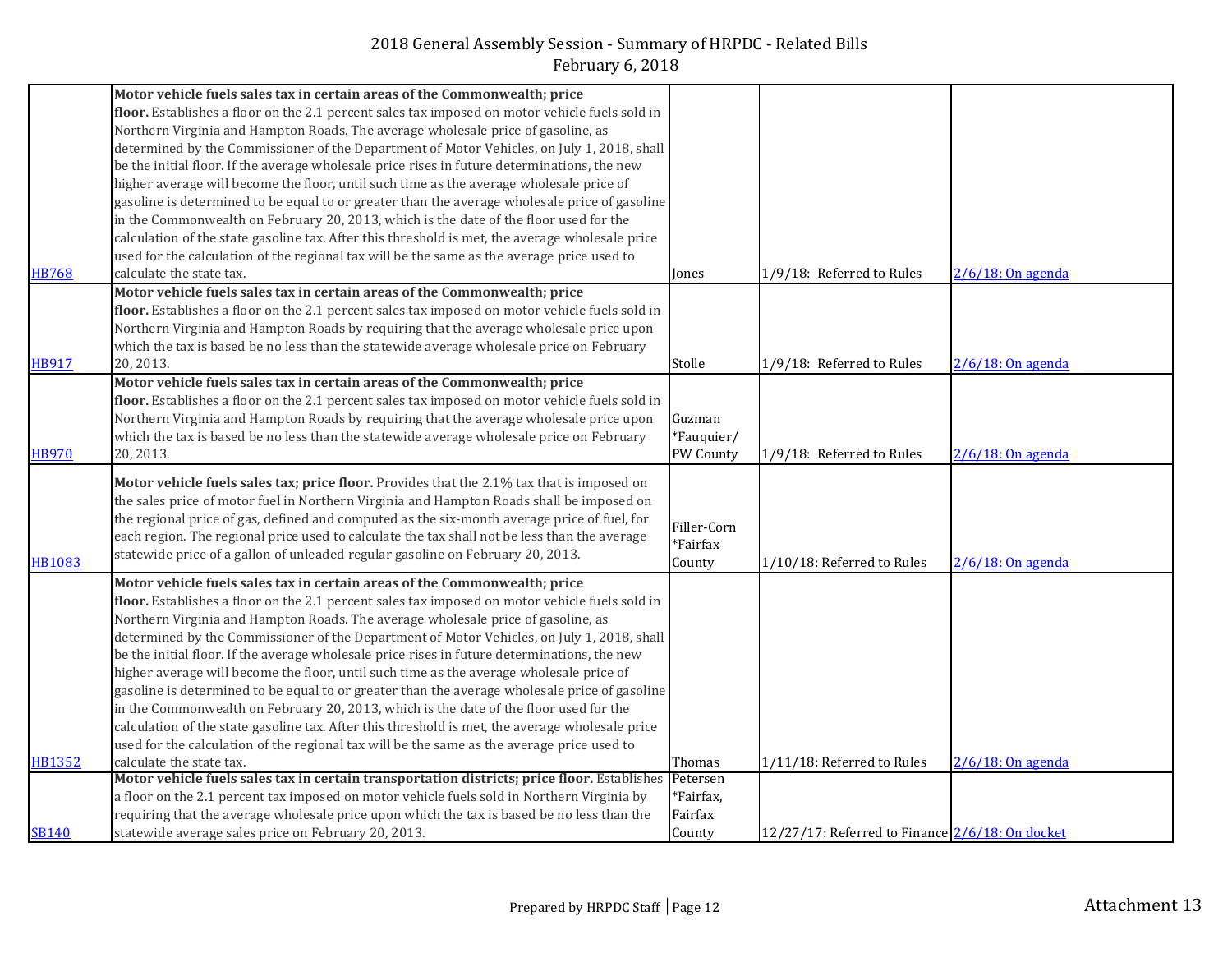| | | | | |
|---|---|---|---|---|
| HB768 | **Motor vehicle fuels sales tax in certain areas of the Commonwealth; price floor.** Establishes a floor on the 2.1 percent sales tax imposed on motor vehicle fuels sold in Northern Virginia and Hampton Roads. The average wholesale price of gasoline, as determined by the Commissioner of the Department of Motor Vehicles, on July 1, 2018, shall be the initial floor. If the average wholesale price rises in future determinations, the new higher average will become the floor, until such time as the average wholesale price of gasoline is determined to be equal to or greater than the average wholesale price of gasoline in the Commonwealth on February 20, 2013, which is the date of the floor used for the calculation of the state gasoline tax. After this threshold is met, the average wholesale price used for the calculation of the regional tax will be the same as the average price used to calculate the state tax. | Jones | 1/9/18: Referred to Rules | 2/6/18: On agenda |
| HB917 | **Motor vehicle fuels sales tax in certain areas of the Commonwealth; price floor.** Establishes a floor on the 2.1 percent sales tax imposed on motor vehicle fuels sold in Northern Virginia and Hampton Roads by requiring that the average wholesale price upon which the tax is based be no less than the statewide average wholesale price on February 20, 2013. | Stolle | 1/9/18: Referred to Rules | 2/6/18: On agenda |
| HB970 | **Motor vehicle fuels sales tax in certain areas of the Commonwealth; price floor.** Establishes a floor on the 2.1 percent sales tax imposed on motor vehicle fuels sold in Northern Virginia and Hampton Roads by requiring that the average wholesale price upon which the tax is based be no less than the statewide average wholesale price on February 20, 2013. | Guzman *Fauquier/ PW County | 1/9/18: Referred to Rules | 2/6/18: On agenda |
| HB1083 | **Motor vehicle fuels sales tax; price floor.** Provides that the 2.1% tax that is imposed on the sales price of motor fuel in Northern Virginia and Hampton Roads shall be imposed on the regional price of gas, defined and computed as the six-month average price of fuel, for each region. The regional price used to calculate the tax shall not be less than the average statewide price of a gallon of unleaded regular gasoline on February 20, 2013. | Filler-Corn *Fairfax County | 1/10/18: Referred to Rules | 2/6/18: On agenda |
| HB1352 | **Motor vehicle fuels sales tax in certain areas of the Commonwealth; price floor.** Establishes a floor on the 2.1 percent sales tax imposed on motor vehicle fuels sold in Northern Virginia and Hampton Roads. The average wholesale price of gasoline, as determined by the Commissioner of the Department of Motor Vehicles, on July 1, 2018, shall be the initial floor. If the average wholesale price rises in future determinations, the new higher average will become the floor, until such time as the average wholesale price of gasoline is determined to be equal to or greater than the average wholesale price of gasoline in the Commonwealth on February 20, 2013, which is the date of the floor used for the calculation of the state gasoline tax. After this threshold is met, the average wholesale price used for the calculation of the regional tax will be the same as the average price used to calculate the state tax. | Thomas | 1/11/18: Referred to Rules | 2/6/18: On agenda |
| SB140 | **Motor vehicle fuels sales tax in certain transportation districts; price floor.** Establishes a floor on the 2.1 percent tax imposed on motor vehicle fuels sold in Northern Virginia by requiring that the average wholesale price upon which the tax is based be no less than the statewide average sales price on February 20, 2013. | Petersen *Fairfax, Fairfax County | 12/27/17: Referred to Finance | 2/6/18: On docket |

Attachment 13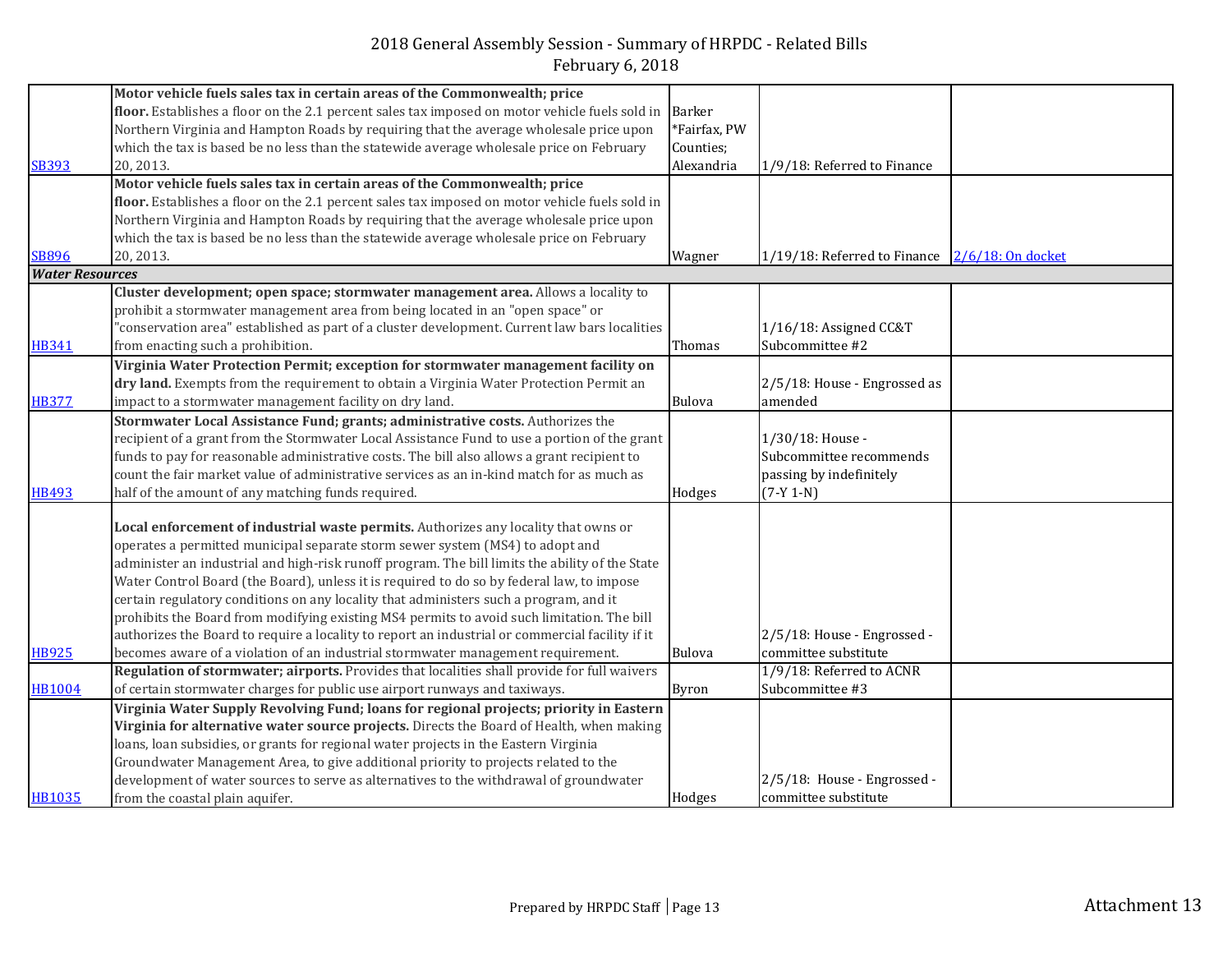# 2018 General Assembly Session - Summary of HRPDC - Related Bills

February 6, 2018

| | | | | |
|---|---|---|---|---|
| SB393 | **Motor vehicle fuels sales tax in certain areas of the Commonwealth; price floor.** Establishes a floor on the 2.1 percent sales tax imposed on motor vehicle fuels sold in Northern Virginia and Hampton Roads by requiring that the average wholesale price upon which the tax is based be no less than the statewide average wholesale price on February 20, 2013. | Barker *Fairfax, PW Counties; Alexandria | 1/9/18: Referred to Finance | |
| SB896 | **Motor vehicle fuels sales tax in certain areas of the Commonwealth; price floor.** Establishes a floor on the 2.1 percent sales tax imposed on motor vehicle fuels sold in Northern Virginia and Hampton Roads by requiring that the average wholesale price upon which the tax is based be no less than the statewide average wholesale price on February 20, 2013. | Wagner | 1/19/18: Referred to Finance | 2/6/18: On docket |
| ***Water Resources*** | | | | |
| HB341 | **Cluster development; open space; stormwater management area.** Allows a locality to prohibit a stormwater management area from being located in an "open space" or "conservation area" established as part of a cluster development. Current law bars localities from enacting such a prohibition. | Thomas | 1/16/18: Assigned CC&T Subcommittee #2 | |
| HB377 | **Virginia Water Protection Permit; exception for stormwater management facility on dry land.** Exempts from the requirement to obtain a Virginia Water Protection Permit an impact to a stormwater management facility on dry land. | Bulova | 2/5/18: House - Engrossed as amended | |
| HB493 | **Stormwater Local Assistance Fund; grants; administrative costs.** Authorizes the recipient of a grant from the Stormwater Local Assistance Fund to use a portion of the grant funds to pay for reasonable administrative costs. The bill also allows a grant recipient to count the fair market value of administrative services as an in-kind match for as much as half of the amount of any matching funds required. | Hodges | 1/30/18: House - Subcommittee recommends passing by indefinitely (7-Y 1-N) | |
| HB925 | **Local enforcement of industrial waste permits.** Authorizes any locality that owns or operates a permitted municipal separate storm sewer system (MS4) to adopt and administer an industrial and high-risk runoff program. The bill limits the ability of the State Water Control Board (the Board), unless it is required to do so by federal law, to impose certain regulatory conditions on any locality that administers such a program, and it prohibits the Board from modifying existing MS4 permits to avoid such limitation. The bill authorizes the Board to require a locality to report an industrial or commercial facility if it becomes aware of a violation of an industrial stormwater management requirement. | Bulova | 2/5/18: House - Engrossed - committee substitute | |
| HB1004 | **Regulation of stormwater; airports.** Provides that localities shall provide for full waivers of certain stormwater charges for public use airport runways and taxiways. | Byron | 1/9/18: Referred to ACNR Subcommittee #3 | |
| HB1035 | **Virginia Water Supply Revolving Fund; loans for regional projects; priority in Eastern Virginia for alternative water source projects.** Directs the Board of Health, when making loans, loan subsidies, or grants for regional water projects in the Eastern Virginia Groundwater Management Area, to give additional priority to projects related to the development of water sources to serve as alternatives to the withdrawal of groundwater from the coastal plain aquifer. | Hodges | 2/5/18: House - Engrossed - committee substitute | |

Prepared by HRPDC Staff | Page 13

Attachment 13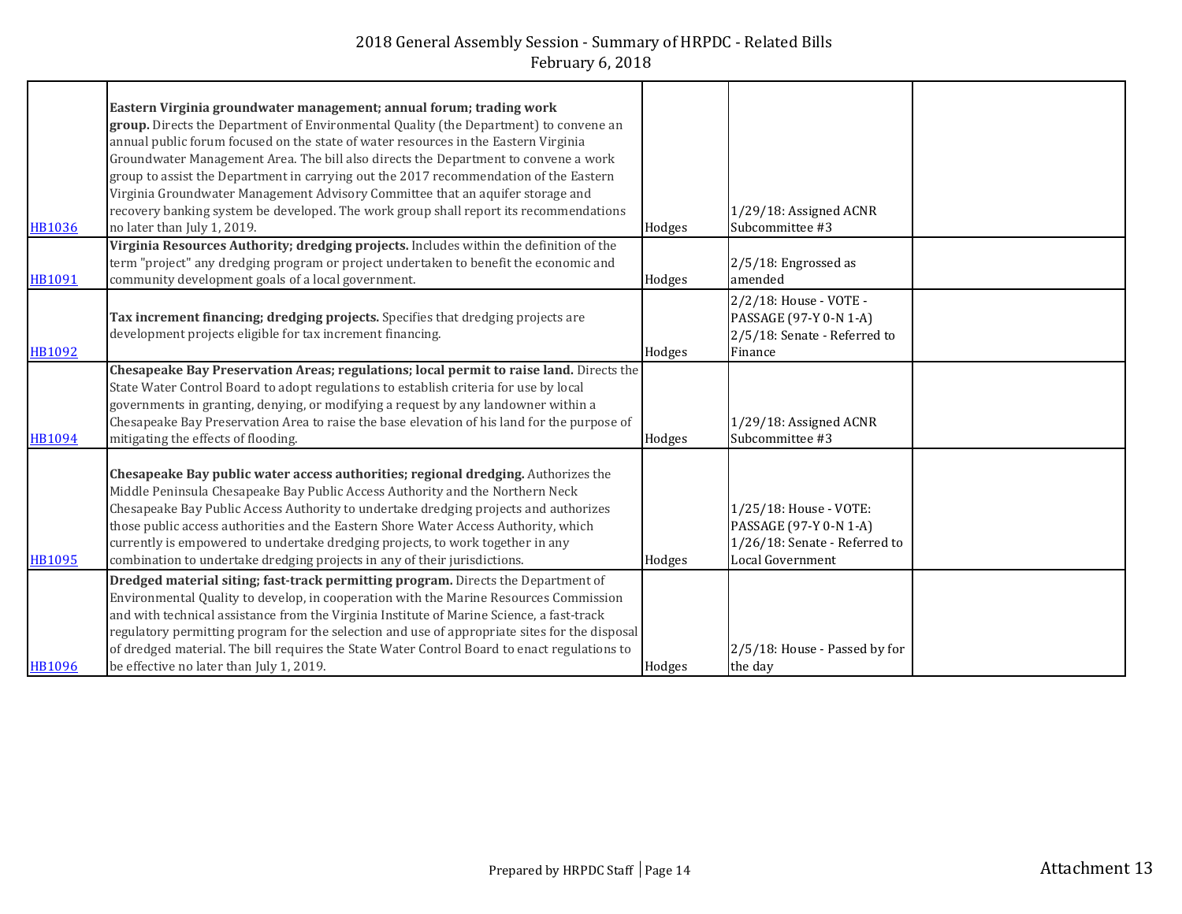# 2018 General Assembly Session - Summary of HRPDC - Related Bills
February 6, 2018

| Bill | Description | Patron | Status | |
|---|---|---|---|---|
| HB1036 | **Eastern Virginia groundwater management; annual forum; trading work group.** Directs the Department of Environmental Quality (the Department) to convene an annual public forum focused on the state of water resources in the Eastern Virginia Groundwater Management Area. The bill also directs the Department to convene a work group to assist the Department in carrying out the 2017 recommendation of the Eastern Virginia Groundwater Management Advisory Committee that an aquifer storage and recovery banking system be developed. The work group shall report its recommendations no later than July 1, 2019. | Hodges | 1/29/18: Assigned ACNR Subcommittee #3 | |
| HB1091 | **Virginia Resources Authority; dredging projects.** Includes within the definition of the term "project" any dredging program or project undertaken to benefit the economic and community development goals of a local government. | Hodges | 2/5/18: Engrossed as amended | |
| HB1092 | **Tax increment financing; dredging projects.** Specifies that dredging projects are development projects eligible for tax increment financing. | Hodges | 2/2/18: House - VOTE - PASSAGE (97-Y 0-N 1-A) 2/5/18: Senate - Referred to Finance | |
| HB1094 | **Chesapeake Bay Preservation Areas; regulations; local permit to raise land.** Directs the State Water Control Board to adopt regulations to establish criteria for use by local governments in granting, denying, or modifying a request by any landowner within a Chesapeake Bay Preservation Area to raise the base elevation of his land for the purpose of mitigating the effects of flooding. | Hodges | 1/29/18: Assigned ACNR Subcommittee #3 | |
| HB1095 | **Chesapeake Bay public water access authorities; regional dredging.** Authorizes the Middle Peninsula Chesapeake Bay Public Access Authority and the Northern Neck Chesapeake Bay Public Access Authority to undertake dredging projects and authorizes those public access authorities and the Eastern Shore Water Access Authority, which currently is empowered to undertake dredging projects, to work together in any combination to undertake dredging projects in any of their jurisdictions. | Hodges | 1/25/18: House - VOTE: PASSAGE (97-Y 0-N 1-A) 1/26/18: Senate - Referred to Local Government | |
| HB1096 | **Dredged material siting; fast-track permitting program.** Directs the Department of Environmental Quality to develop, in cooperation with the Marine Resources Commission and with technical assistance from the Virginia Institute of Marine Science, a fast-track regulatory permitting program for the selection and use of appropriate sites for the disposal of dredged material. The bill requires the State Water Control Board to enact regulations to be effective no later than July 1, 2019. | Hodges | 2/5/18: House - Passed by for the day | |

Prepared by HRPDC Staff

Attachment 13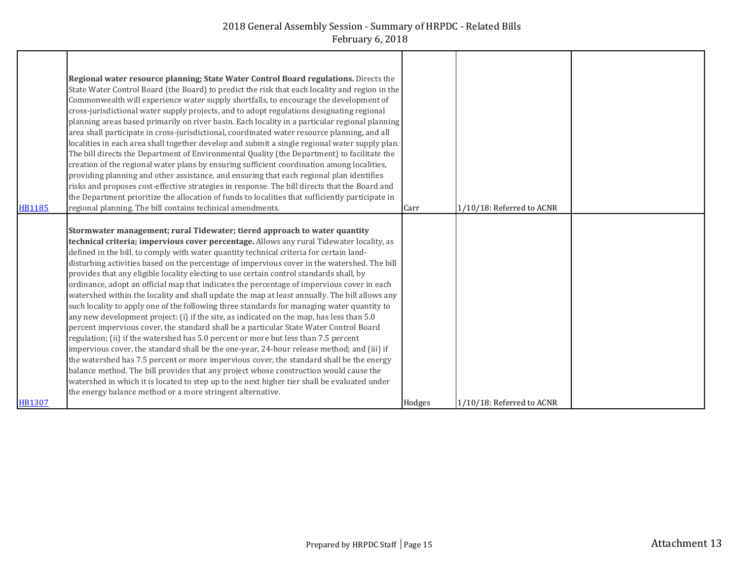| | | | | |
|---|---|---|---|---|
| HB1185 | **Regional water resource planning; State Water Control Board regulations.** Directs the State Water Control Board (the Board) to predict the risk that each locality and region in the Commonwealth will experience water supply shortfalls, to encourage the development of cross-jurisdictional water supply projects, and to adopt regulations designating regional planning areas based primarily on river basin. Each locality in a particular regional planning area shall participate in cross-jurisdictional, coordinated water resource planning, and all localities in each area shall together develop and submit a single regional water supply plan. The bill directs the Department of Environmental Quality (the Department) to facilitate the creation of the regional water plans by ensuring sufficient coordination among localities, providing planning and other assistance, and ensuring that each regional plan identifies risks and proposes cost-effective strategies in response. The bill directs that the Board and the Department prioritize the allocation of funds to localities that sufficiently participate in regional planning. The bill contains technical amendments. | Carr | 1/10/18: Referred to ACNR | |
| HB1307 | **Stormwater management; rural Tidewater; tiered approach to water quantity technical criteria; impervious cover percentage.** Allows any rural Tidewater locality, as defined in the bill, to comply with water quantity technical criteria for certain land-disturbing activities based on the percentage of impervious cover in the watershed. The bill provides that any eligible locality electing to use certain control standards shall, by ordinance, adopt an official map that indicates the percentage of impervious cover in each watershed within the locality and shall update the map at least annually. The bill allows any such locality to apply one of the following three standards for managing water quantity to any new development project: (i) if the site, as indicated on the map, has less than 5.0 percent impervious cover, the standard shall be a particular State Water Control Board regulation; (ii) if the watershed has 5.0 percent or more but less than 7.5 percent impervious cover, the standard shall be the one-year, 24-hour release method; and (iii) if the watershed has 7.5 percent or more impervious cover, the standard shall be the energy balance method. The bill provides that any project whose construction would cause the watershed in which it is located to step up to the next higher tier shall be evaluated under the energy balance method or a more stringent alternative. | Hodges | 1/10/18: Referred to ACNR | |

Attachment 13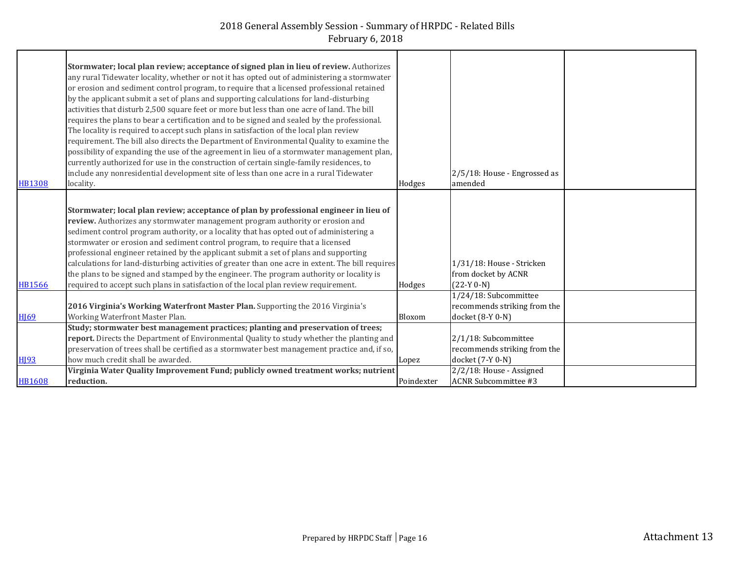| | | | | |
|---|---|---|---|---|
| HB1308 | **Stormwater; local plan review; acceptance of signed plan in lieu of review.** Authorizes any rural Tidewater locality, whether or not it has opted out of administering a stormwater or erosion and sediment control program, to require that a licensed professional retained by the applicant submit a set of plans and supporting calculations for land-disturbing activities that disturb 2,500 square feet or more but less than one acre of land. The bill requires the plans to bear a certification and to be signed and sealed by the professional. The locality is required to accept such plans in satisfaction of the local plan review requirement. The bill also directs the Department of Environmental Quality to examine the possibility of expanding the use of the agreement in lieu of a stormwater management plan, currently authorized for use in the construction of certain single-family residences, to include any nonresidential development site of less than one acre in a rural Tidewater locality. | Hodges | 2/5/18: House - Engrossed as amended | |
| HB1566 | **Stormwater; local plan review; acceptance of plan by professional engineer in lieu of review.** Authorizes any stormwater management program authority or erosion and sediment control program authority, or a locality that has opted out of administering a stormwater or erosion and sediment control program, to require that a licensed professional engineer retained by the applicant submit a set of plans and supporting calculations for land-disturbing activities of greater than one acre in extent. The bill requires the plans to be signed and stamped by the engineer. The program authority or locality is required to accept such plans in satisfaction of the local plan review requirement. | Hodges | 1/31/18: House - Stricken from docket by ACNR (22-Y 0-N) | |
| HJ69 | **2016 Virginia's Working Waterfront Master Plan.** Supporting the 2016 Virginia's Working Waterfront Master Plan. | Bloxom | 1/24/18: Subcommittee recommends striking from the docket (8-Y 0-N) | |
| HJ93 | **Study; stormwater best management practices; planting and preservation of trees; report.** Directs the Department of Environmental Quality to study whether the planting and preservation of trees shall be certified as a stormwater best management practice and, if so, how much credit shall be awarded. | Lopez | 2/1/18: Subcommittee recommends striking from the docket (7-Y 0-N) | |
| HB1608 | **Virginia Water Quality Improvement Fund; publicly owned treatment works; nutrient reduction.** | Poindexter | 2/2/18: House - Assigned ACNR Subcommittee #3 | |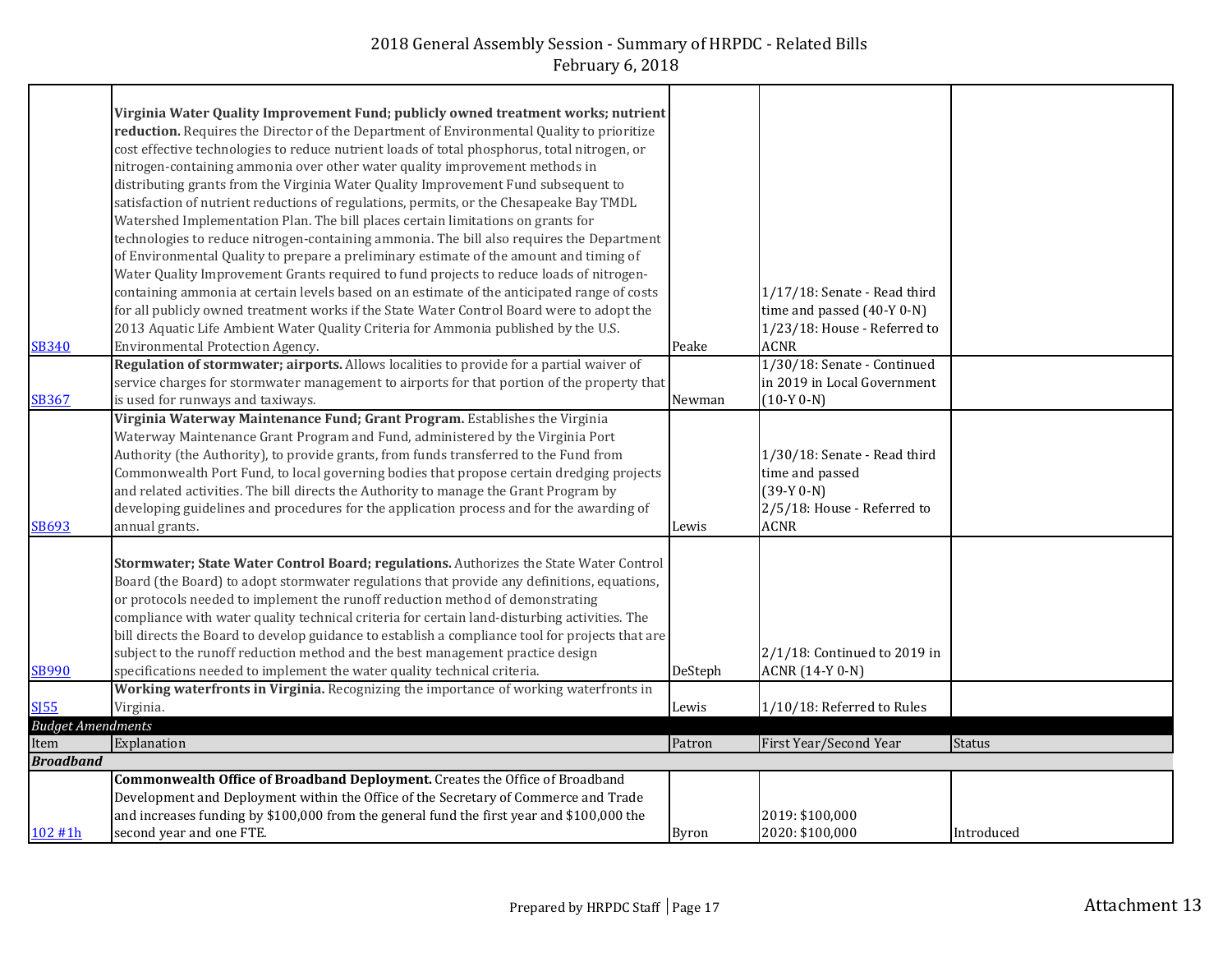# 2018 General Assembly Session - Summary of HRPDC - Related Bills

February 6, 2018

| | | | | |
|---|---|---|---|---|
| SB340 | **Virginia Water Quality Improvement Fund; publicly owned treatment works; nutrient reduction.** Requires the Director of the Department of Environmental Quality to prioritize cost effective technologies to reduce nutrient loads of total phosphorus, total nitrogen, or nitrogen-containing ammonia over other water quality improvement methods in distributing grants from the Virginia Water Quality Improvement Fund subsequent to satisfaction of nutrient reductions of regulations, permits, or the Chesapeake Bay TMDL Watershed Implementation Plan. The bill places certain limitations on grants for technologies to reduce nitrogen-containing ammonia. The bill also requires the Department of Environmental Quality to prepare a preliminary estimate of the amount and timing of Water Quality Improvement Grants required to fund projects to reduce loads of nitrogen-containing ammonia at certain levels based on an estimate of the anticipated range of costs for all publicly owned treatment works if the State Water Control Board were to adopt the 2013 Aquatic Life Ambient Water Quality Criteria for Ammonia published by the U.S. Environmental Protection Agency. | Peake | 1/17/18: Senate - Read third time and passed (40-Y 0-N) 1/23/18: House - Referred to ACNR | |
| SB367 | **Regulation of stormwater; airports.** Allows localities to provide for a partial waiver of service charges for stormwater management to airports for that portion of the property that is used for runways and taxiways. | Newman | 1/30/18: Senate - Continued in 2019 in Local Government (10-Y 0-N) | |
| SB693 | **Virginia Waterway Maintenance Fund; Grant Program.** Establishes the Virginia Waterway Maintenance Grant Program and Fund, administered by the Virginia Port Authority (the Authority), to provide grants, from funds transferred to the Fund from Commonwealth Port Fund, to local governing bodies that propose certain dredging projects and related activities. The bill directs the Authority to manage the Grant Program by developing guidelines and procedures for the application process and for the awarding of annual grants. | Lewis | 1/30/18: Senate - Read third time and passed (39-Y 0-N) 2/5/18: House - Referred to ACNR | |
| SB990 | **Stormwater; State Water Control Board; regulations.** Authorizes the State Water Control Board (the Board) to adopt stormwater regulations that provide any definitions, equations, or protocols needed to implement the runoff reduction method of demonstrating compliance with water quality technical criteria for certain land-disturbing activities. The bill directs the Board to develop guidance to establish a compliance tool for projects that are subject to the runoff reduction method and the best management practice design specifications needed to implement the water quality technical criteria. | DeSteph | 2/1/18: Continued to 2019 in ACNR (14-Y 0-N) | |
| SJ55 | **Working waterfronts in Virginia.** Recognizing the importance of working waterfronts in Virginia. | Lewis | 1/10/18: Referred to Rules | |

*Budget Amendments*

| Item | Explanation | Patron | First Year/Second Year | Status |
|---|---|---|---|---|
| ***Broadband*** | | | | |
| 102 #1h | **Commonwealth Office of Broadband Deployment.** Creates the Office of Broadband Development and Deployment within the Office of the Secretary of Commerce and Trade and increases funding by $100,000 from the general fund the first year and $100,000 the second year and one FTE. | Byron | 2019: $100,000 2020: $100,000 | Introduced |

Attachment 13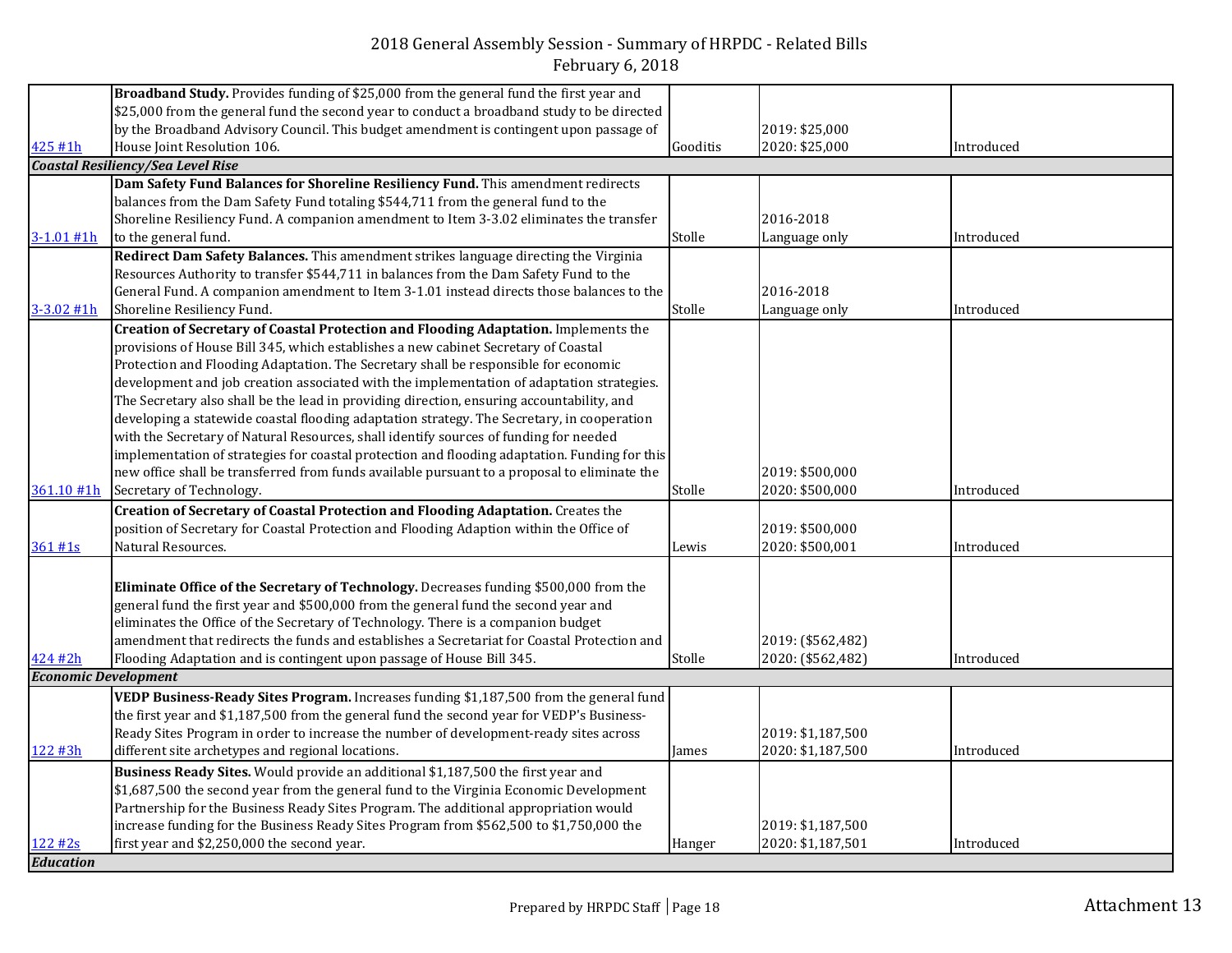# 2018 General Assembly Session - Summary of HRPDC - Related Bills

February 6, 2018

| | | | | |
|---|---|---|---|---|
| 425 #1h | **Broadband Study.** Provides funding of $25,000 from the general fund the first year and $25,000 from the general fund the second year to conduct a broadband study to be directed by the Broadband Advisory Council. This budget amendment is contingent upon passage of House Joint Resolution 106. | Gooditis | 2019: $25,000<br>2020: $25,000 | Introduced |
| ***Coastal Resiliency/Sea Level Rise*** | | | | |
| 3-1.01 #1h | **Dam Safety Fund Balances for Shoreline Resiliency Fund.** This amendment redirects balances from the Dam Safety Fund totaling $544,711 from the general fund to the Shoreline Resiliency Fund. A companion amendment to Item 3-3.02 eliminates the transfer to the general fund. | Stolle | 2016-2018<br>Language only | Introduced |
| 3-3.02 #1h | **Redirect Dam Safety Balances.** This amendment strikes language directing the Virginia Resources Authority to transfer $544,711 in balances from the Dam Safety Fund to the General Fund. A companion amendment to Item 3-1.01 instead directs those balances to the Shoreline Resiliency Fund. | Stolle | 2016-2018<br>Language only | Introduced |
| 361.10 #1h | **Creation of Secretary of Coastal Protection and Flooding Adaptation.** Implements the provisions of House Bill 345, which establishes a new cabinet Secretary of Coastal Protection and Flooding Adaptation. The Secretary shall be responsible for economic development and job creation associated with the implementation of adaptation strategies. The Secretary also shall be the lead in providing direction, ensuring accountability, and developing a statewide coastal flooding adaptation strategy. The Secretary, in cooperation with the Secretary of Natural Resources, shall identify sources of funding for needed implementation of strategies for coastal protection and flooding adaptation. Funding for this new office shall be transferred from funds available pursuant to a proposal to eliminate the Secretary of Technology. | Stolle | 2019: $500,000<br>2020: $500,000 | Introduced |
| 361 #1s | **Creation of Secretary of Coastal Protection and Flooding Adaptation.** Creates the position of Secretary for Coastal Protection and Flooding Adaption within the Office of Natural Resources. | Lewis | 2019: $500,000<br>2020: $500,001 | Introduced |
| 424 #2h | **Eliminate Office of the Secretary of Technology.** Decreases funding $500,000 from the general fund the first year and $500,000 from the general fund the second year and eliminates the Office of the Secretary of Technology. There is a companion budget amendment that redirects the funds and establishes a Secretariat for Coastal Protection and Flooding Adaptation and is contingent upon passage of House Bill 345. | Stolle | 2019: ($562,482)<br>2020: ($562,482) | Introduced |
| ***Economic Development*** | | | | |
| 122 #3h | **VEDP Business-Ready Sites Program.** Increases funding $1,187,500 from the general fund the first year and $1,187,500 from the general fund the second year for VEDP's Business-Ready Sites Program in order to increase the number of development-ready sites across different site archetypes and regional locations. | James | 2019: $1,187,500<br>2020: $1,187,500 | Introduced |
| 122 #2s | **Business Ready Sites.** Would provide an additional $1,187,500 the first year and $1,687,500 the second year from the general fund to the Virginia Economic Development Partnership for the Business Ready Sites Program. The additional appropriation would increase funding for the Business Ready Sites Program from $562,500 to $1,750,000 the first year and $2,250,000 the second year. | Hanger | 2019: $1,187,500<br>2020: $1,187,501 | Introduced |
| ***Education*** | | | | |

Attachment 13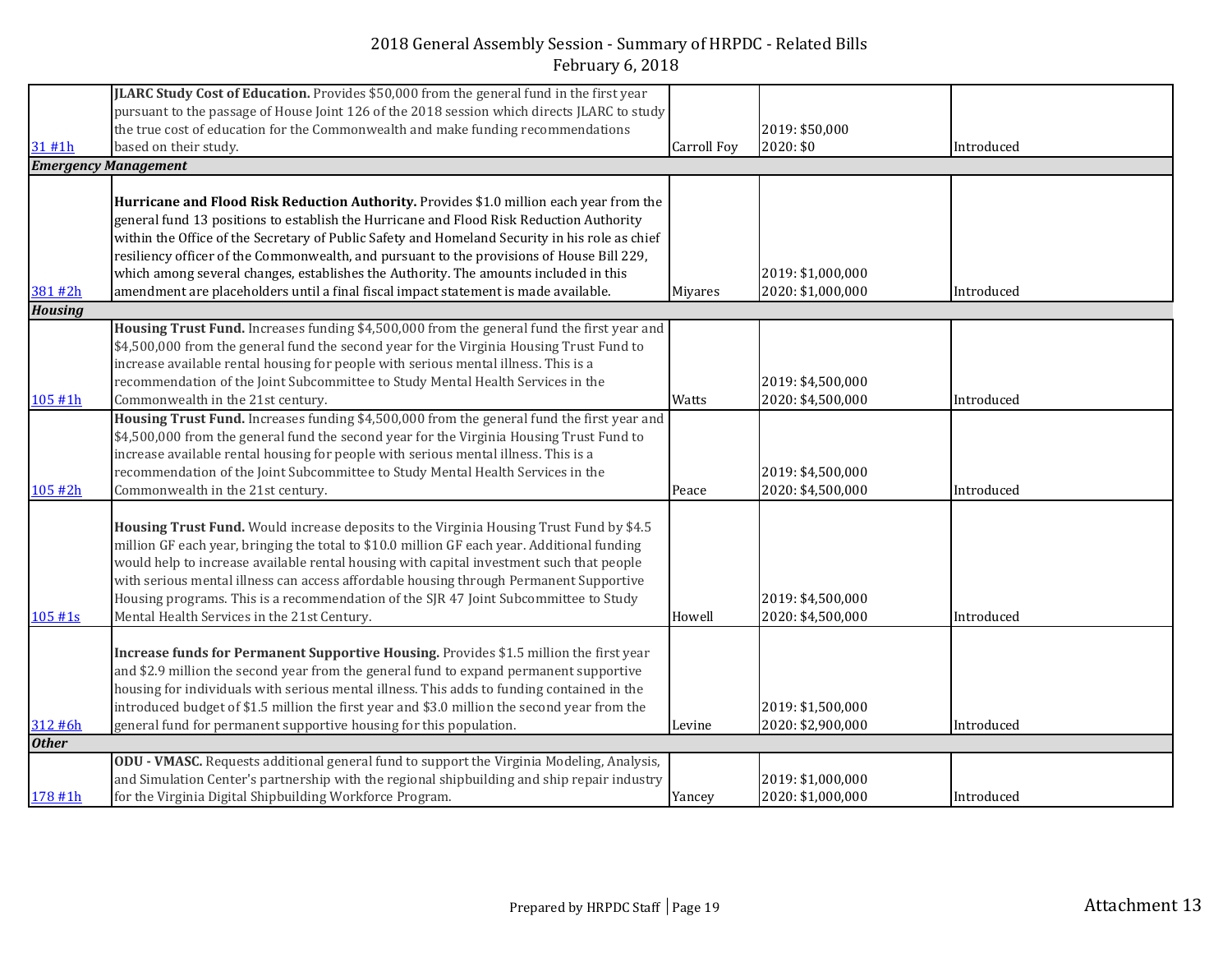2018 General Assembly Session - Summary of HRPDC - Related Bills
February 6, 2018

| | | | | |
|---|---|---|---|---|
| 31 #1h | **JLARC Study Cost of Education.** Provides $50,000 from the general fund in the first year pursuant to the passage of House Joint 126 of the 2018 session which directs JLARC to study the true cost of education for the Commonwealth and make funding recommendations based on their study. | Carroll Foy | 2019: $50,000<br>2020: $0 | Introduced |
| ***Emergency Management*** | | | | |
| 381 #2h | **Hurricane and Flood Risk Reduction Authority.** Provides $1.0 million each year from the general fund 13 positions to establish the Hurricane and Flood Risk Reduction Authority within the Office of the Secretary of Public Safety and Homeland Security in his role as chief resiliency officer of the Commonwealth, and pursuant to the provisions of House Bill 229, which among several changes, establishes the Authority. The amounts included in this amendment are placeholders until a final fiscal impact statement is made available. | Miyares | 2019: $1,000,000<br>2020: $1,000,000 | Introduced |
| ***Housing*** | | | | |
| 105 #1h | **Housing Trust Fund.** Increases funding $4,500,000 from the general fund the first year and $4,500,000 from the general fund the second year for the Virginia Housing Trust Fund to increase available rental housing for people with serious mental illness. This is a recommendation of the Joint Subcommittee to Study Mental Health Services in the Commonwealth in the 21st century. | Watts | 2019: $4,500,000<br>2020: $4,500,000 | Introduced |
| 105 #2h | **Housing Trust Fund.** Increases funding $4,500,000 from the general fund the first year and $4,500,000 from the general fund the second year for the Virginia Housing Trust Fund to increase available rental housing for people with serious mental illness. This is a recommendation of the Joint Subcommittee to Study Mental Health Services in the Commonwealth in the 21st century. | Peace | 2019: $4,500,000<br>2020: $4,500,000 | Introduced |
| 105 #1s | **Housing Trust Fund.** Would increase deposits to the Virginia Housing Trust Fund by $4.5 million GF each year, bringing the total to $10.0 million GF each year. Additional funding would help to increase available rental housing with capital investment such that people with serious mental illness can access affordable housing through Permanent Supportive Housing programs. This is a recommendation of the SJR 47 Joint Subcommittee to Study Mental Health Services in the 21st Century. | Howell | 2019: $4,500,000<br>2020: $4,500,000 | Introduced |
| 312 #6h | **Increase funds for Permanent Supportive Housing.** Provides $1.5 million the first year and $2.9 million the second year from the general fund to expand permanent supportive housing for individuals with serious mental illness. This adds to funding contained in the introduced budget of $1.5 million the first year and $3.0 million the second year from the general fund for permanent supportive housing for this population. | Levine | 2019: $1,500,000<br>2020: $2,900,000 | Introduced |
| ***Other*** | | | | |
| 178 #1h | **ODU - VMASC.** Requests additional general fund to support the Virginia Modeling, Analysis, and Simulation Center's partnership with the regional shipbuilding and ship repair industry for the Virginia Digital Shipbuilding Workforce Program. | Yancey | 2019: $1,000,000<br>2020: $1,000,000 | Introduced |

Prepared by HRPDC Staff | Page 19

Attachment 13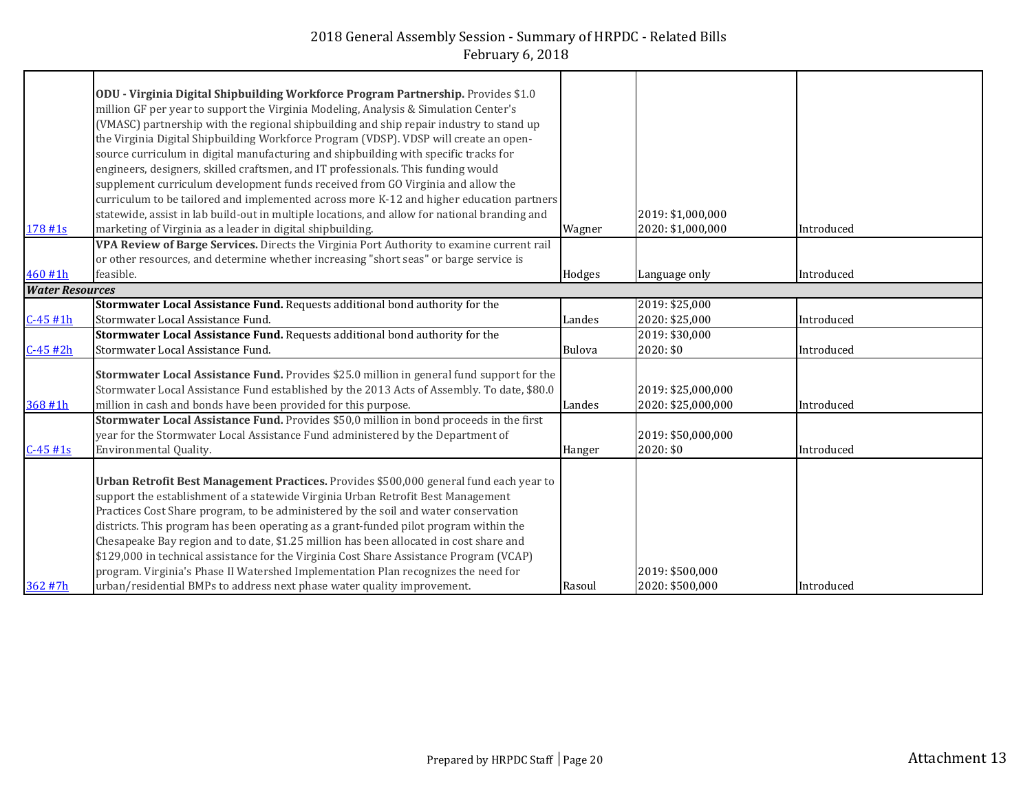2018 General Assembly Session - Summary of HRPDC - Related Bills
February 6, 2018

| | | | | |
|---|---|---|---|---|
| 178 #1s | **ODU - Virginia Digital Shipbuilding Workforce Program Partnership.** Provides $1.0 million GF per year to support the Virginia Modeling, Analysis & Simulation Center's (VMASC) partnership with the regional shipbuilding and ship repair industry to stand up the Virginia Digital Shipbuilding Workforce Program (VDSP). VDSP will create an open-source curriculum in digital manufacturing and shipbuilding with specific tracks for engineers, designers, skilled craftsmen, and IT professionals. This funding would supplement curriculum development funds received from GO Virginia and allow the curriculum to be tailored and implemented across more K-12 and higher education partners statewide, assist in lab build-out in multiple locations, and allow for national branding and marketing of Virginia as a leader in digital shipbuilding. | Wagner | 2019: $1,000,000<br>2020: $1,000,000 | Introduced |
| 460 #1h | **VPA Review of Barge Services.** Directs the Virginia Port Authority to examine current rail or other resources, and determine whether increasing "short seas" or barge service is feasible. | Hodges | Language only | Introduced |
| ***Water Resources*** | | | | |
| C-45 #1h | **Stormwater Local Assistance Fund.** Requests additional bond authority for the Stormwater Local Assistance Fund. | Landes | 2019: $25,000<br>2020: $25,000 | Introduced |
| C-45 #2h | **Stormwater Local Assistance Fund.** Requests additional bond authority for the Stormwater Local Assistance Fund. | Bulova | 2019: $30,000<br>2020: $0 | Introduced |
| 368 #1h | **Stormwater Local Assistance Fund.** Provides $25.0 million in general fund support for the Stormwater Local Assistance Fund established by the 2013 Acts of Assembly. To date, $80.0 million in cash and bonds have been provided for this purpose. | Landes | 2019: $25,000,000<br>2020: $25,000,000 | Introduced |
| C-45 #1s | **Stormwater Local Assistance Fund.** Provides $50,0 million in bond proceeds in the first year for the Stormwater Local Assistance Fund administered by the Department of Environmental Quality. | Hanger | 2019: $50,000,000<br>2020: $0 | Introduced |
| 362 #7h | **Urban Retrofit Best Management Practices.** Provides $500,000 general fund each year to support the establishment of a statewide Virginia Urban Retrofit Best Management Practices Cost Share program, to be administered by the soil and water conservation districts. This program has been operating as a grant-funded pilot program within the Chesapeake Bay region and to date, $1.25 million has been allocated in cost share and $129,000 in technical assistance for the Virginia Cost Share Assistance Program (VCAP) program. Virginia's Phase II Watershed Implementation Plan recognizes the need for urban/residential BMPs to address next phase water quality improvement. | Rasoul | 2019: $500,000<br>2020: $500,000 | Introduced |

Prepared by HRPDC Staff

Attachment 13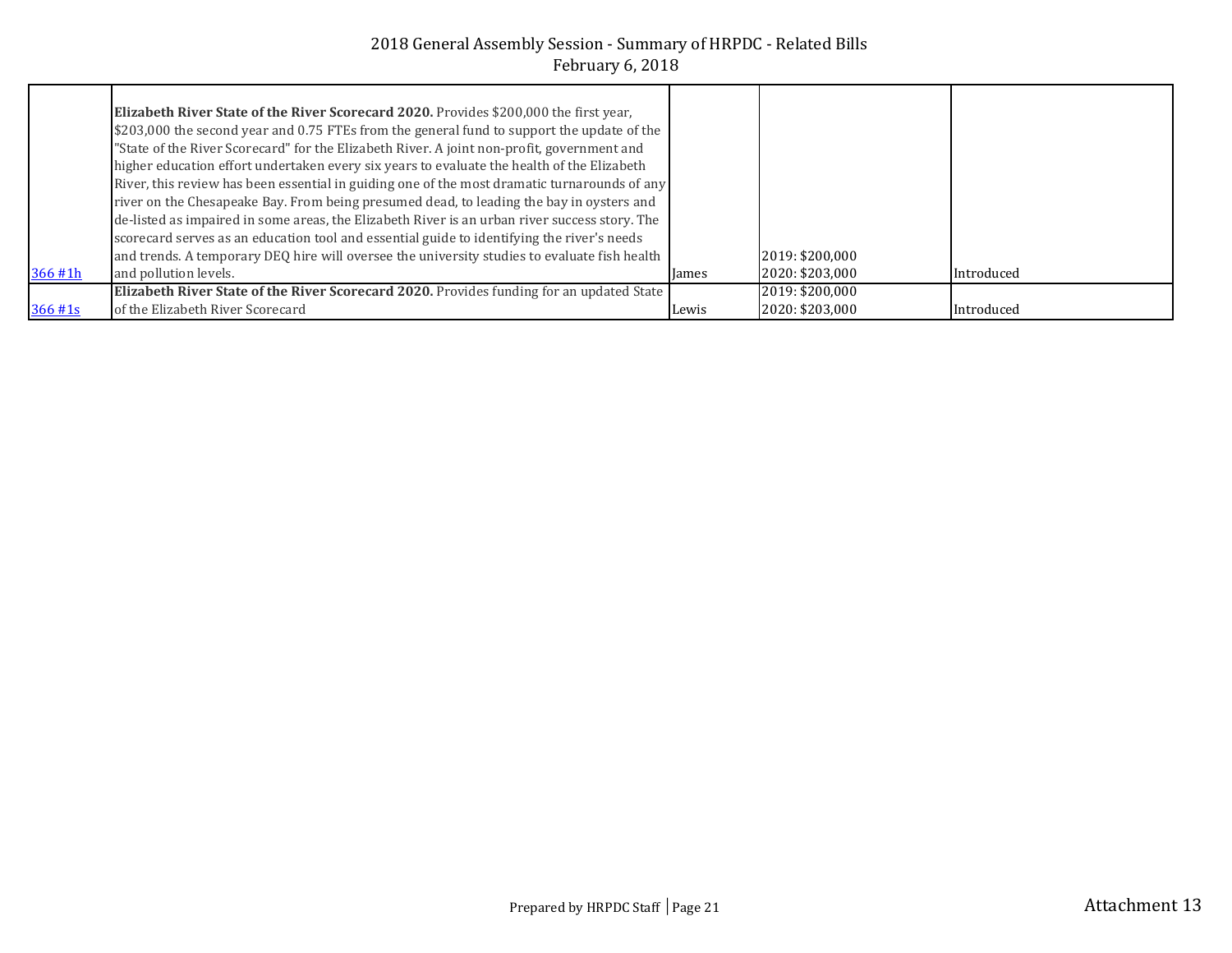| | | | | |
|---|---|---|---|---|
| 366 #1h | **Elizabeth River State of the River Scorecard 2020.** Provides $200,000 the first year, $203,000 the second year and 0.75 FTEs from the general fund to support the update of the "State of the River Scorecard" for the Elizabeth River. A joint non-profit, government and higher education effort undertaken every six years to evaluate the health of the Elizabeth River, this review has been essential in guiding one of the most dramatic turnarounds of any river on the Chesapeake Bay. From being presumed dead, to leading the bay in oysters and de-listed as impaired in some areas, the Elizabeth River is an urban river success story. The scorecard serves as an education tool and essential guide to identifying the river's needs and trends. A temporary DEQ hire will oversee the university studies to evaluate fish health and pollution levels. | James | 2019: $200,000<br>2020: $203,000 | Introduced |
| 366 #1s | **Elizabeth River State of the River Scorecard 2020.** Provides funding for an updated State of the Elizabeth River Scorecard | Lewis | 2019: $200,000<br>2020: $203,000 | Introduced |

Attachment 13